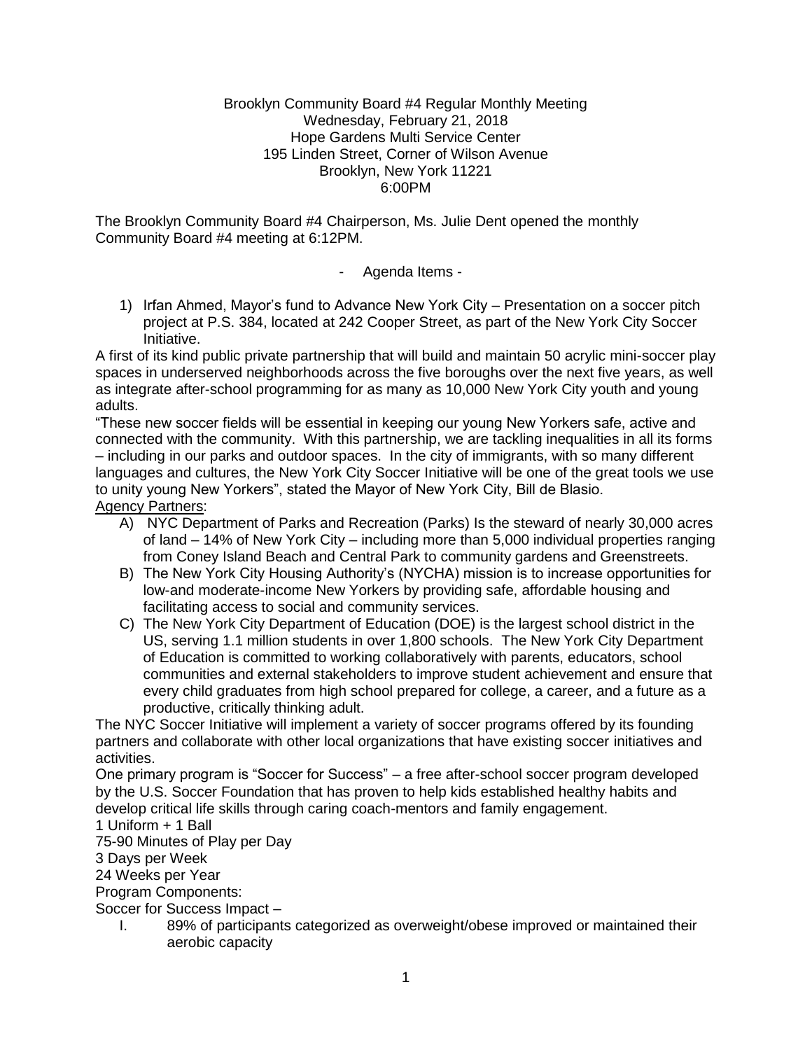Brooklyn Community Board #4 Regular Monthly Meeting
Wednesday, February 21, 2018
Hope Gardens Multi Service Center
195 Linden Street, Corner of Wilson Avenue
Brooklyn, New York 11221
6:00PM

The Brooklyn Community Board #4 Chairperson, Ms. Julie Dent opened the monthly Community Board #4 meeting at 6:12PM.

- Agenda Items -

1) Irfan Ahmed, Mayor's fund to Advance New York City – Presentation on a soccer pitch project at P.S. 384, located at 242 Cooper Street, as part of the New York City Soccer Initiative.

A first of its kind public private partnership that will build and maintain 50 acrylic mini-soccer play spaces in underserved neighborhoods across the five boroughs over the next five years, as well as integrate after-school programming for as many as 10,000 New York City youth and young adults.

"These new soccer fields will be essential in keeping our young New Yorkers safe, active and connected with the community. With this partnership, we are tackling inequalities in all its forms – including in our parks and outdoor spaces. In the city of immigrants, with so many different languages and cultures, the New York City Soccer Initiative will be one of the great tools we use to unity young New Yorkers", stated the Mayor of New York City, Bill de Blasio.

Agency Partners:

A) NYC Department of Parks and Recreation (Parks) Is the steward of nearly 30,000 acres of land – 14% of New York City – including more than 5,000 individual properties ranging from Coney Island Beach and Central Park to community gardens and Greenstreets.
B) The New York City Housing Authority's (NYCHA) mission is to increase opportunities for low-and moderate-income New Yorkers by providing safe, affordable housing and facilitating access to social and community services.
C) The New York City Department of Education (DOE) is the largest school district in the US, serving 1.1 million students in over 1,800 schools. The New York City Department of Education is committed to working collaboratively with parents, educators, school communities and external stakeholders to improve student achievement and ensure that every child graduates from high school prepared for college, a career, and a future as a productive, critically thinking adult.

The NYC Soccer Initiative will implement a variety of soccer programs offered by its founding partners and collaborate with other local organizations that have existing soccer initiatives and activities.

One primary program is "Soccer for Success" – a free after-school soccer program developed by the U.S. Soccer Foundation that has proven to help kids established healthy habits and develop critical life skills through caring coach-mentors and family engagement.

1 Uniform + 1 Ball
75-90 Minutes of Play per Day
3 Days per Week
24 Weeks per Year
Program Components:
Soccer for Success Impact –

I. 89% of participants categorized as overweight/obese improved or maintained their aerobic capacity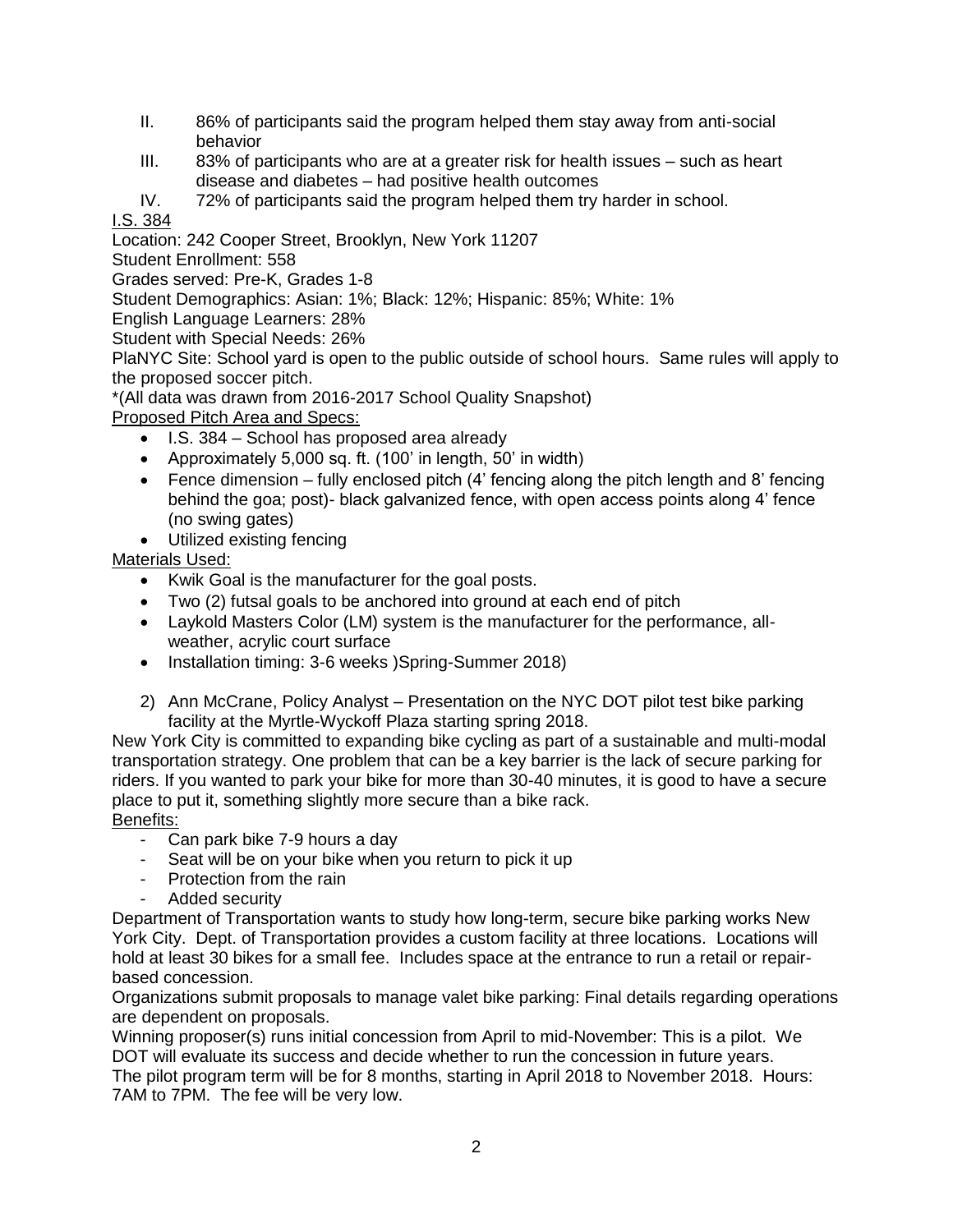II. 86% of participants said the program helped them stay away from anti-social behavior
III. 83% of participants who are at a greater risk for health issues – such as heart disease and diabetes – had positive health outcomes
IV. 72% of participants said the program helped them try harder in school.

I.S. 384

Location: 242 Cooper Street, Brooklyn, New York 11207
Student Enrollment: 558
Grades served: Pre-K, Grades 1-8
Student Demographics: Asian: 1%; Black: 12%; Hispanic: 85%; White: 1%
English Language Learners: 28%
Student with Special Needs: 26%
PlaNYC Site: School yard is open to the public outside of school hours. Same rules will apply to the proposed soccer pitch.
*(All data was drawn from 2016-2017 School Quality Snapshot)

Proposed Pitch Area and Specs:

- I.S. 384 – School has proposed area already
- Approximately 5,000 sq. ft. (100' in length, 50' in width)
- Fence dimension – fully enclosed pitch (4' fencing along the pitch length and 8' fencing behind the goa; post)- black galvanized fence, with open access points along 4' fence (no swing gates)
- Utilized existing fencing

Materials Used:

- Kwik Goal is the manufacturer for the goal posts.
- Two (2) futsal goals to be anchored into ground at each end of pitch
- Laykold Masters Color (LM) system is the manufacturer for the performance, all-weather, acrylic court surface
- Installation timing: 3-6 weeks )Spring-Summer 2018)

2) Ann McCrane, Policy Analyst – Presentation on the NYC DOT pilot test bike parking facility at the Myrtle-Wyckoff Plaza starting spring 2018.

New York City is committed to expanding bike cycling as part of a sustainable and multi-modal transportation strategy. One problem that can be a key barrier is the lack of secure parking for riders. If you wanted to park your bike for more than 30-40 minutes, it is good to have a secure place to put it, something slightly more secure than a bike rack.

Benefits:

- Can park bike 7-9 hours a day
- Seat will be on your bike when you return to pick it up
- Protection from the rain
- Added security

Department of Transportation wants to study how long-term, secure bike parking works New York City. Dept. of Transportation provides a custom facility at three locations. Locations will hold at least 30 bikes for a small fee. Includes space at the entrance to run a retail or repair-based concession.

Organizations submit proposals to manage valet bike parking: Final details regarding operations are dependent on proposals.

Winning proposer(s) runs initial concession from April to mid-November: This is a pilot. We DOT will evaluate its success and decide whether to run the concession in future years.
The pilot program term will be for 8 months, starting in April 2018 to November 2018. Hours: 7AM to 7PM. The fee will be very low.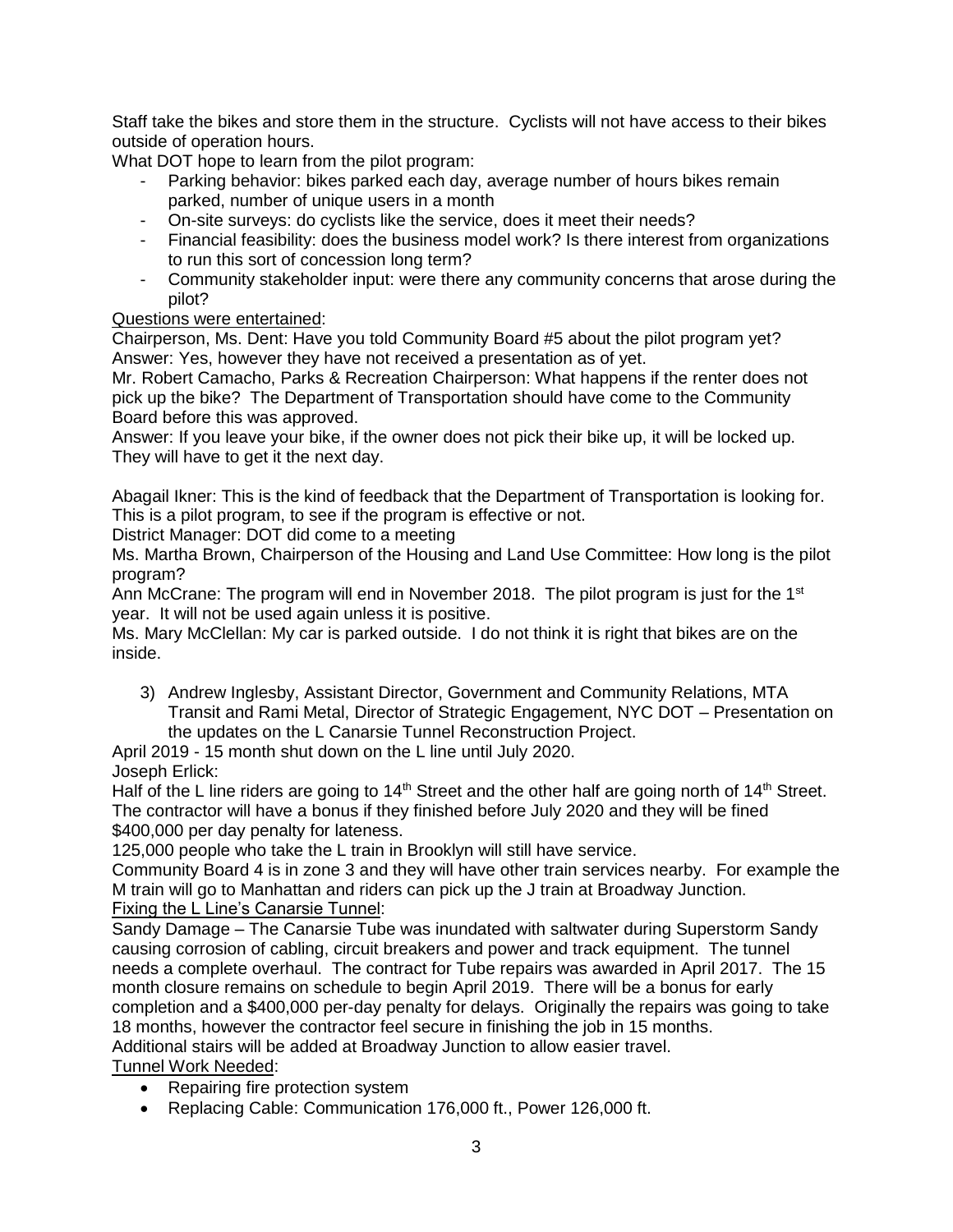Staff take the bikes and store them in the structure. Cyclists will not have access to their bikes outside of operation hours.

What DOT hope to learn from the pilot program:

- Parking behavior: bikes parked each day, average number of hours bikes remain parked, number of unique users in a month
- On-site surveys: do cyclists like the service, does it meet their needs?
- Financial feasibility: does the business model work? Is there interest from organizations to run this sort of concession long term?
- Community stakeholder input: were there any community concerns that arose during the pilot?

<u>Questions were entertained</u>:

Chairperson, Ms. Dent: Have you told Community Board #5 about the pilot program yet?
Answer: Yes, however they have not received a presentation as of yet.

Mr. Robert Camacho, Parks & Recreation Chairperson: What happens if the renter does not pick up the bike? The Department of Transportation should have come to the Community Board before this was approved.

Answer: If you leave your bike, if the owner does not pick their bike up, it will be locked up. They will have to get it the next day.

Abagail Ikner: This is the kind of feedback that the Department of Transportation is looking for. This is a pilot program, to see if the program is effective or not.

District Manager: DOT did come to a meeting

Ms. Martha Brown, Chairperson of the Housing and Land Use Committee: How long is the pilot program?

Ann McCrane: The program will end in November 2018. The pilot program is just for the 1st year. It will not be used again unless it is positive.

Ms. Mary McClellan: My car is parked outside. I do not think it is right that bikes are on the inside.

3) Andrew Inglesby, Assistant Director, Government and Community Relations, MTA Transit and Rami Metal, Director of Strategic Engagement, NYC DOT – Presentation on the updates on the L Canarsie Tunnel Reconstruction Project.

April 2019 - 15 month shut down on the L line until July 2020.

Joseph Erlick:

Half of the L line riders are going to 14th Street and the other half are going north of 14th Street. The contractor will have a bonus if they finished before July 2020 and they will be fined $400,000 per day penalty for lateness.

125,000 people who take the L train in Brooklyn will still have service.

Community Board 4 is in zone 3 and they will have other train services nearby. For example the M train will go to Manhattan and riders can pick up the J train at Broadway Junction.

<u>Fixing the L Line's Canarsie Tunnel</u>:

Sandy Damage – The Canarsie Tube was inundated with saltwater during Superstorm Sandy causing corrosion of cabling, circuit breakers and power and track equipment. The tunnel needs a complete overhaul. The contract for Tube repairs was awarded in April 2017. The 15 month closure remains on schedule to begin April 2019. There will be a bonus for early completion and a $400,000 per-day penalty for delays. Originally the repairs was going to take 18 months, however the contractor feel secure in finishing the job in 15 months.

Additional stairs will be added at Broadway Junction to allow easier travel.

<u>Tunnel Work Needed</u>:

- Repairing fire protection system
- Replacing Cable: Communication 176,000 ft., Power 126,000 ft.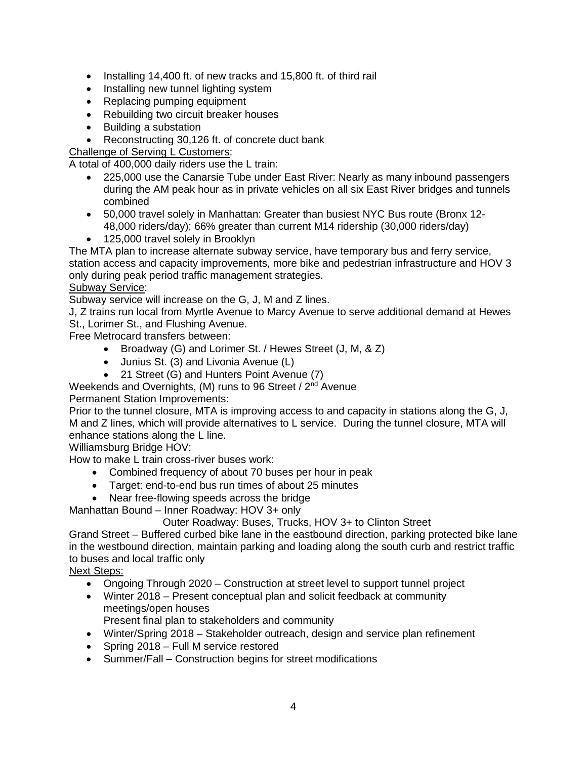- Installing 14,400 ft. of new tracks and 15,800 ft. of third rail
- Installing new tunnel lighting system
- Replacing pumping equipment
- Rebuilding two circuit breaker houses
- Building a substation
- Reconstructing 30,126 ft. of concrete duct bank

<u>Challenge of Serving L Customers</u>:

A total of 400,000 daily riders use the L train:

- 225,000 use the Canarsie Tube under East River: Nearly as many inbound passengers during the AM peak hour as in private vehicles on all six East River bridges and tunnels combined
- 50,000 travel solely in Manhattan: Greater than busiest NYC Bus route (Bronx 12- 48,000 riders/day); 66% greater than current M14 ridership (30,000 riders/day)
- 125,000 travel solely in Brooklyn

The MTA plan to increase alternate subway service, have temporary bus and ferry service, station access and capacity improvements, more bike and pedestrian infrastructure and HOV 3 only during peak period traffic management strategies.

<u>Subway Service</u>:

Subway service will increase on the G, J, M and Z lines.

J, Z trains run local from Myrtle Avenue to Marcy Avenue to serve additional demand at Hewes St., Lorimer St., and Flushing Avenue.

Free Metrocard transfers between:

- Broadway (G) and Lorimer St. / Hewes Street (J, M, & Z)
- Junius St. (3) and Livonia Avenue (L)
- 21 Street (G) and Hunters Point Avenue (7)

Weekends and Overnights, (M) runs to 96 Street / 2nd Avenue

<u>Permanent Station Improvements</u>:

Prior to the tunnel closure, MTA is improving access to and capacity in stations along the G, J, M and Z lines, which will provide alternatives to L service. During the tunnel closure, MTA will enhance stations along the L line.

Williamsburg Bridge HOV:

How to make L train cross-river buses work:

- Combined frequency of about 70 buses per hour in peak
- Target: end-to-end bus run times of about 25 minutes
- Near free-flowing speeds across the bridge

Manhattan Bound – Inner Roadway: HOV 3+ only

Outer Roadway: Buses, Trucks, HOV 3+ to Clinton Street

Grand Street – Buffered curbed bike lane in the eastbound direction, parking protected bike lane in the westbound direction, maintain parking and loading along the south curb and restrict traffic to buses and local traffic only

<u>Next Steps:</u>

- Ongoing Through 2020 – Construction at street level to support tunnel project
- Winter 2018 – Present conceptual plan and solicit feedback at community meetings/open houses
  Present final plan to stakeholders and community
- Winter/Spring 2018 – Stakeholder outreach, design and service plan refinement
- Spring 2018 – Full M service restored
- Summer/Fall – Construction begins for street modifications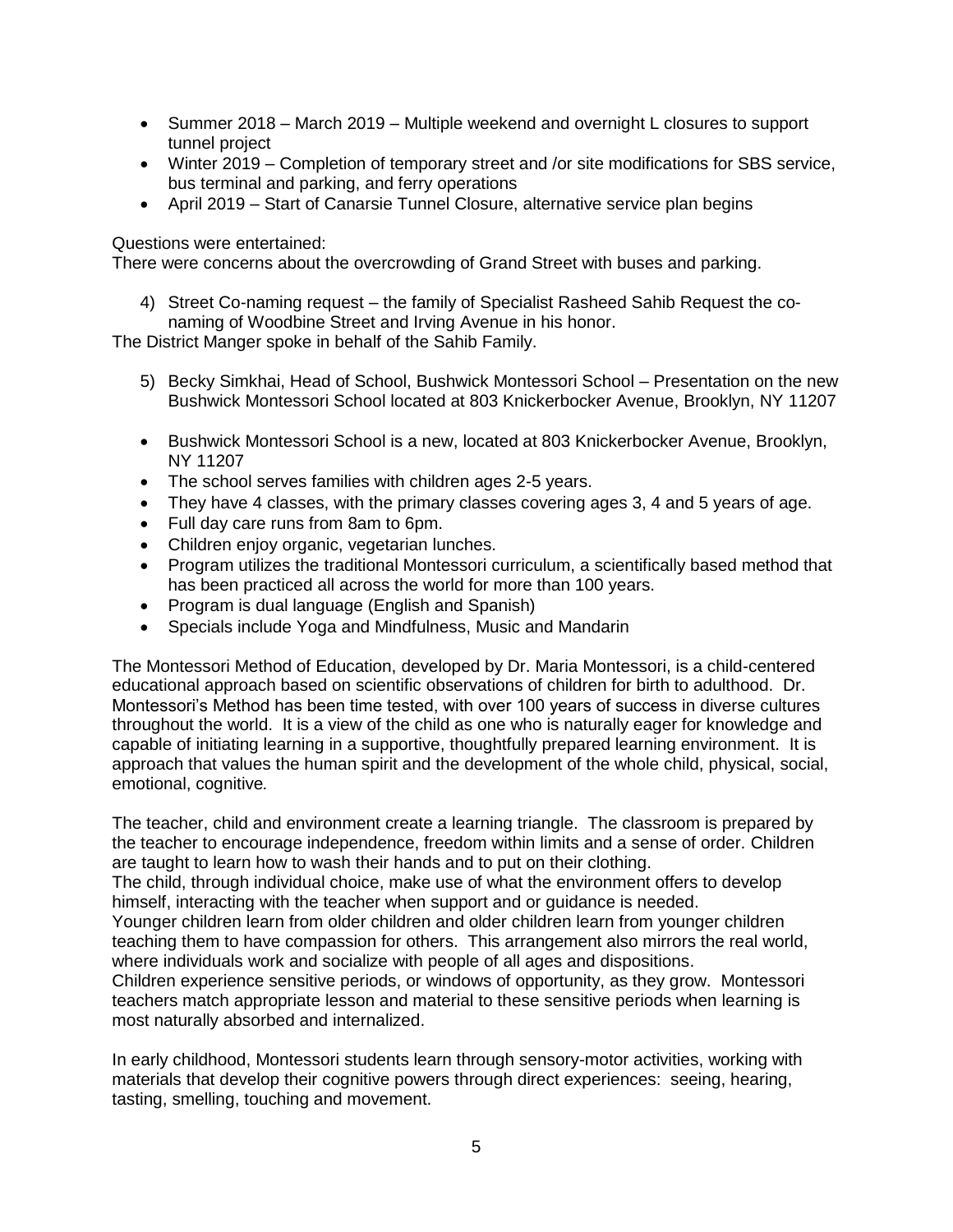- Summer 2018 – March 2019 – Multiple weekend and overnight L closures to support tunnel project
- Winter 2019 – Completion of temporary street and /or site modifications for SBS service, bus terminal and parking, and ferry operations
- April 2019 – Start of Canarsie Tunnel Closure, alternative service plan begins

Questions were entertained:
There were concerns about the overcrowding of Grand Street with buses and parking.

4) Street Co-naming request – the family of Specialist Rasheed Sahib Request the co-naming of Woodbine Street and Irving Avenue in his honor.

The District Manger spoke in behalf of the Sahib Family.

5) Becky Simkhai, Head of School, Bushwick Montessori School – Presentation on the new Bushwick Montessori School located at 803 Knickerbocker Avenue, Brooklyn, NY 11207

- Bushwick Montessori School is a new, located at 803 Knickerbocker Avenue, Brooklyn, NY 11207
- The school serves families with children ages 2-5 years.
- They have 4 classes, with the primary classes covering ages 3, 4 and 5 years of age.
- Full day care runs from 8am to 6pm.
- Children enjoy organic, vegetarian lunches.
- Program utilizes the traditional Montessori curriculum, a scientifically based method that has been practiced all across the world for more than 100 years.
- Program is dual language (English and Spanish)
- Specials include Yoga and Mindfulness, Music and Mandarin

The Montessori Method of Education, developed by Dr. Maria Montessori, is a child-centered educational approach based on scientific observations of children for birth to adulthood. Dr. Montessori's Method has been time tested, with over 100 years of success in diverse cultures throughout the world. It is a view of the child as one who is naturally eager for knowledge and capable of initiating learning in a supportive, thoughtfully prepared learning environment. It is approach that values the human spirit and the development of the whole child, physical, social, emotional, cognitive*.*

The teacher, child and environment create a learning triangle. The classroom is prepared by the teacher to encourage independence, freedom within limits and a sense of order. Children are taught to learn how to wash their hands and to put on their clothing.
The child, through individual choice, make use of what the environment offers to develop himself, interacting with the teacher when support and or guidance is needed.
Younger children learn from older children and older children learn from younger children teaching them to have compassion for others. This arrangement also mirrors the real world, where individuals work and socialize with people of all ages and dispositions.
Children experience sensitive periods, or windows of opportunity, as they grow. Montessori teachers match appropriate lesson and material to these sensitive periods when learning is most naturally absorbed and internalized.

In early childhood, Montessori students learn through sensory-motor activities, working with materials that develop their cognitive powers through direct experiences: seeing, hearing, tasting, smelling, touching and movement.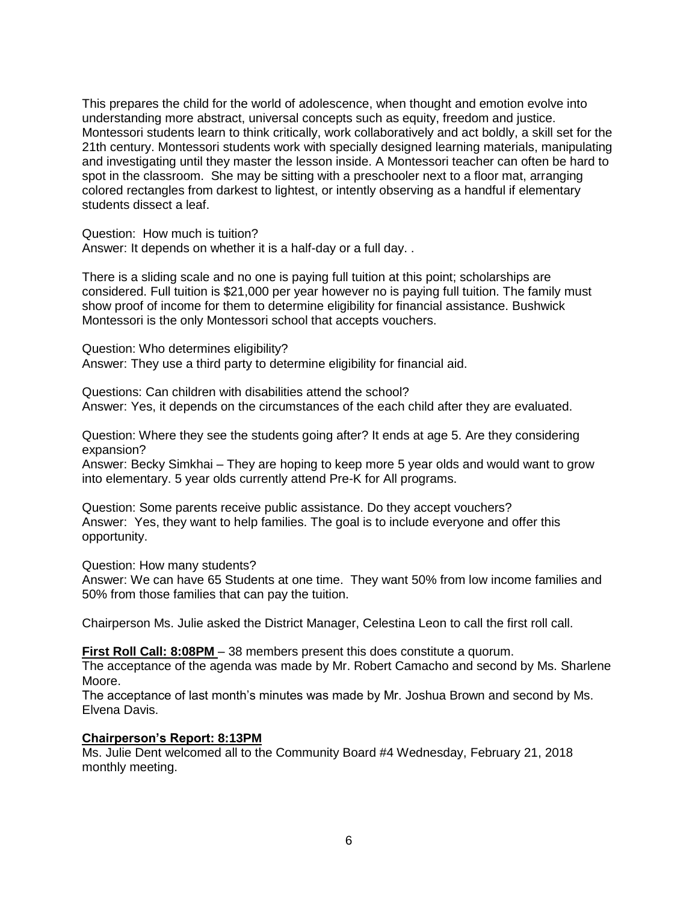This prepares the child for the world of adolescence, when thought and emotion evolve into understanding more abstract, universal concepts such as equity, freedom and justice. Montessori students learn to think critically, work collaboratively and act boldly, a skill set for the 21th century. Montessori students work with specially designed learning materials, manipulating and investigating until they master the lesson inside. A Montessori teacher can often be hard to spot in the classroom. She may be sitting with a preschooler next to a floor mat, arranging colored rectangles from darkest to lightest, or intently observing as a handful if elementary students dissect a leaf.

Question: How much is tuition?
Answer: It depends on whether it is a half-day or a full day. .

There is a sliding scale and no one is paying full tuition at this point; scholarships are considered. Full tuition is $21,000 per year however no is paying full tuition. The family must show proof of income for them to determine eligibility for financial assistance. Bushwick Montessori is the only Montessori school that accepts vouchers.

Question: Who determines eligibility?
Answer: They use a third party to determine eligibility for financial aid.

Questions: Can children with disabilities attend the school?
Answer: Yes, it depends on the circumstances of the each child after they are evaluated.

Question: Where they see the students going after? It ends at age 5. Are they considering expansion?
Answer: Becky Simkhai – They are hoping to keep more 5 year olds and would want to grow into elementary. 5 year olds currently attend Pre-K for All programs.

Question: Some parents receive public assistance. Do they accept vouchers?
Answer: Yes, they want to help families. The goal is to include everyone and offer this opportunity.

Question: How many students?
Answer: We can have 65 Students at one time. They want 50% from low income families and 50% from those families that can pay the tuition.

Chairperson Ms. Julie asked the District Manager, Celestina Leon to call the first roll call.

**First Roll Call: 8:08PM** – 38 members present this does constitute a quorum.
The acceptance of the agenda was made by Mr. Robert Camacho and second by Ms. Sharlene Moore.
The acceptance of last month's minutes was made by Mr. Joshua Brown and second by Ms. Elvena Davis.

**Chairperson's Report: 8:13PM**
Ms. Julie Dent welcomed all to the Community Board #4 Wednesday, February 21, 2018 monthly meeting.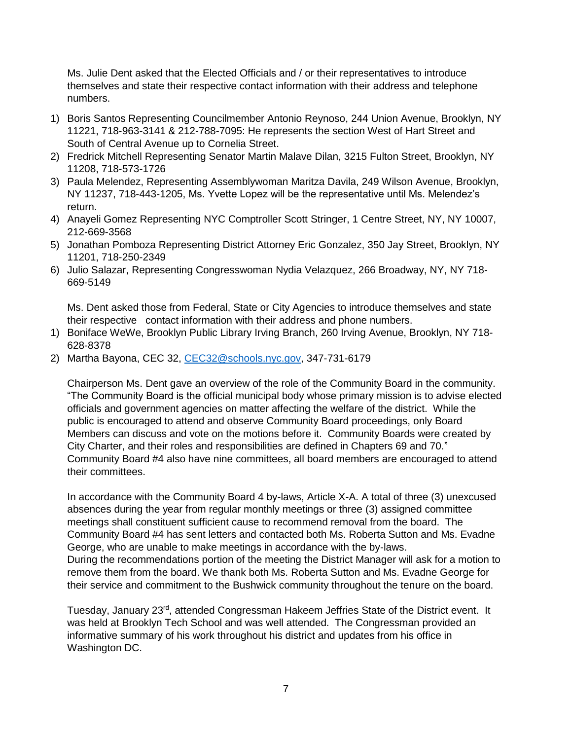Ms. Julie Dent asked that the Elected Officials and / or their representatives to introduce themselves and state their respective contact information with their address and telephone numbers.

1) Boris Santos Representing Councilmember Antonio Reynoso, 244 Union Avenue, Brooklyn, NY 11221, 718-963-3141 & 212-788-7095: He represents the section West of Hart Street and South of Central Avenue up to Cornelia Street.
2) Fredrick Mitchell Representing Senator Martin Malave Dilan, 3215 Fulton Street, Brooklyn, NY 11208, 718-573-1726
3) Paula Melendez, Representing Assemblywoman Maritza Davila, 249 Wilson Avenue, Brooklyn, NY 11237, 718-443-1205, Ms. Yvette Lopez will be the representative until Ms. Melendez's return.
4) Anayeli Gomez Representing NYC Comptroller Scott Stringer, 1 Centre Street, NY, NY 10007, 212-669-3568
5) Jonathan Pomboza Representing District Attorney Eric Gonzalez, 350 Jay Street, Brooklyn, NY 11201, 718-250-2349
6) Julio Salazar, Representing Congresswoman Nydia Velazquez, 266 Broadway, NY, NY 718-669-5149

Ms. Dent asked those from Federal, State or City Agencies to introduce themselves and state their respective contact information with their address and phone numbers.

1) Boniface WeWe, Brooklyn Public Library Irving Branch, 260 Irving Avenue, Brooklyn, NY 718-628-8378
2) Martha Bayona, CEC 32, CEC32@schools.nyc.gov, 347-731-6179

Chairperson Ms. Dent gave an overview of the role of the Community Board in the community. "The Community Board is the official municipal body whose primary mission is to advise elected officials and government agencies on matter affecting the welfare of the district. While the public is encouraged to attend and observe Community Board proceedings, only Board Members can discuss and vote on the motions before it. Community Boards were created by City Charter, and their roles and responsibilities are defined in Chapters 69 and 70." Community Board #4 also have nine committees, all board members are encouraged to attend their committees.

In accordance with the Community Board 4 by-laws, Article X-A. A total of three (3) unexcused absences during the year from regular monthly meetings or three (3) assigned committee meetings shall constituent sufficient cause to recommend removal from the board. The Community Board #4 has sent letters and contacted both Ms. Roberta Sutton and Ms. Evadne George, who are unable to make meetings in accordance with the by-laws.
During the recommendations portion of the meeting the District Manager will ask for a motion to remove them from the board. We thank both Ms. Roberta Sutton and Ms. Evadne George for their service and commitment to the Bushwick community throughout the tenure on the board.

Tuesday, January 23rd, attended Congressman Hakeem Jeffries State of the District event. It was held at Brooklyn Tech School and was well attended. The Congressman provided an informative summary of his work throughout his district and updates from his office in Washington DC.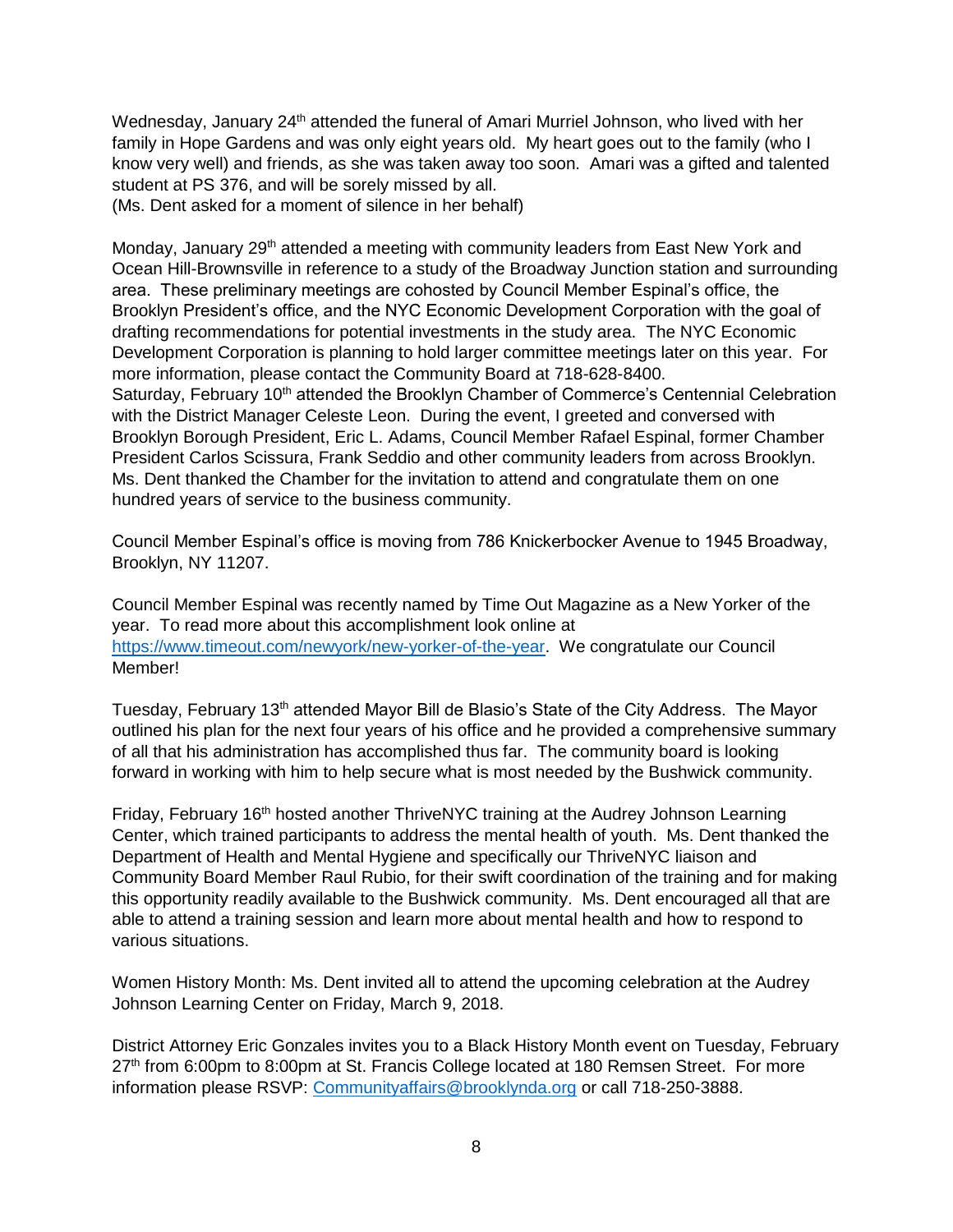Wednesday, January 24th attended the funeral of Amari Murriel Johnson, who lived with her family in Hope Gardens and was only eight years old. My heart goes out to the family (who I know very well) and friends, as she was taken away too soon. Amari was a gifted and talented student at PS 376, and will be sorely missed by all.
(Ms. Dent asked for a moment of silence in her behalf)

Monday, January 29th attended a meeting with community leaders from East New York and Ocean Hill-Brownsville in reference to a study of the Broadway Junction station and surrounding area. These preliminary meetings are cohosted by Council Member Espinal's office, the Brooklyn President's office, and the NYC Economic Development Corporation with the goal of drafting recommendations for potential investments in the study area. The NYC Economic Development Corporation is planning to hold larger committee meetings later on this year. For more information, please contact the Community Board at 718-628-8400.
Saturday, February 10th attended the Brooklyn Chamber of Commerce's Centennial Celebration with the District Manager Celeste Leon. During the event, I greeted and conversed with Brooklyn Borough President, Eric L. Adams, Council Member Rafael Espinal, former Chamber President Carlos Scissura, Frank Seddio and other community leaders from across Brooklyn. Ms. Dent thanked the Chamber for the invitation to attend and congratulate them on one hundred years of service to the business community.

Council Member Espinal's office is moving from 786 Knickerbocker Avenue to 1945 Broadway, Brooklyn, NY 11207.

Council Member Espinal was recently named by Time Out Magazine as a New Yorker of the year. To read more about this accomplishment look online at https://www.timeout.com/newyork/new-yorker-of-the-year. We congratulate our Council Member!

Tuesday, February 13th attended Mayor Bill de Blasio's State of the City Address. The Mayor outlined his plan for the next four years of his office and he provided a comprehensive summary of all that his administration has accomplished thus far. The community board is looking forward in working with him to help secure what is most needed by the Bushwick community.

Friday, February 16th hosted another ThriveNYC training at the Audrey Johnson Learning Center, which trained participants to address the mental health of youth. Ms. Dent thanked the Department of Health and Mental Hygiene and specifically our ThriveNYC liaison and Community Board Member Raul Rubio, for their swift coordination of the training and for making this opportunity readily available to the Bushwick community. Ms. Dent encouraged all that are able to attend a training session and learn more about mental health and how to respond to various situations.

Women History Month: Ms. Dent invited all to attend the upcoming celebration at the Audrey Johnson Learning Center on Friday, March 9, 2018.

District Attorney Eric Gonzales invites you to a Black History Month event on Tuesday, February 27th from 6:00pm to 8:00pm at St. Francis College located at 180 Remsen Street. For more information please RSVP: Communityaffairs@brooklynda.org or call 718-250-3888.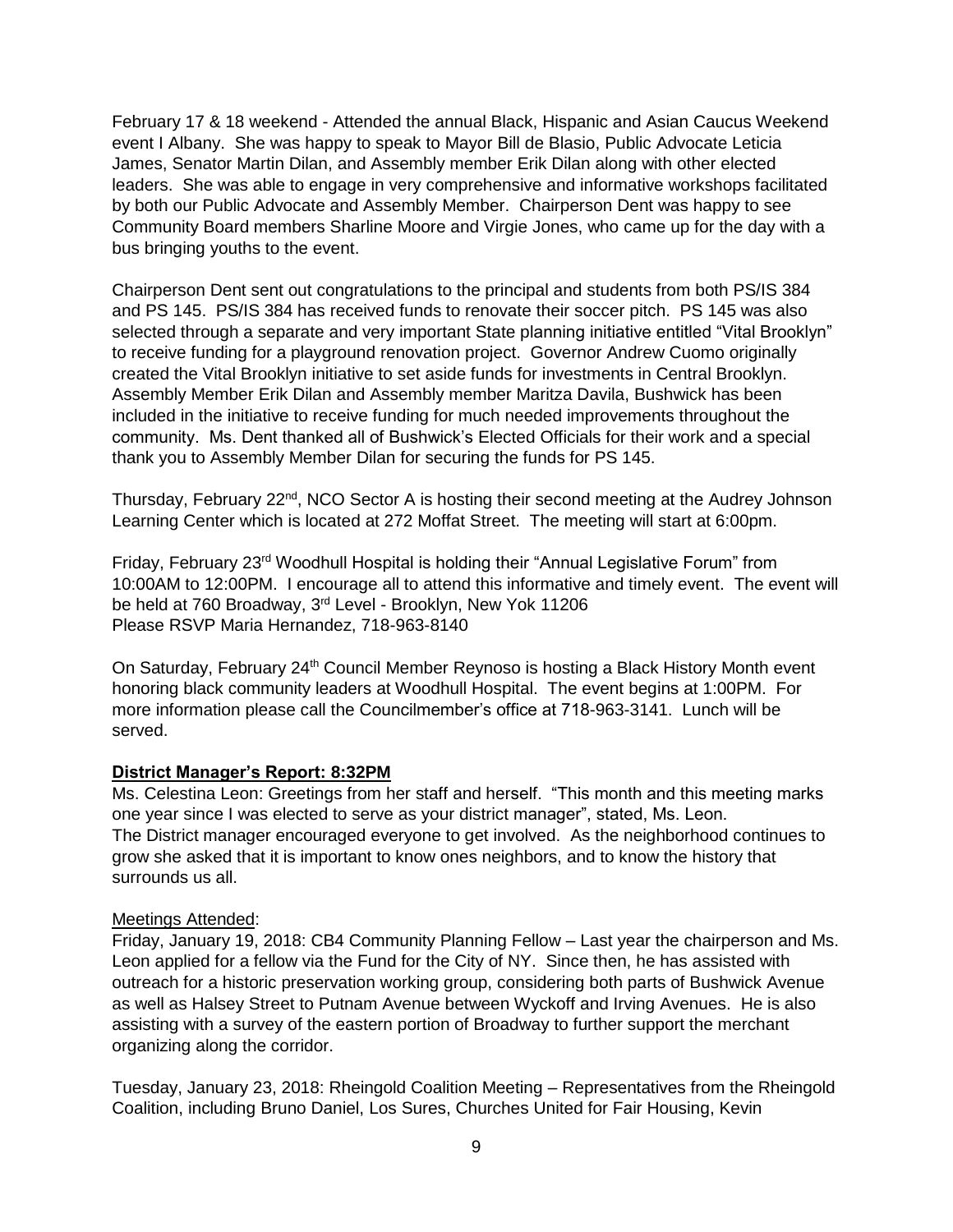February 17 & 18 weekend - Attended the annual Black, Hispanic and Asian Caucus Weekend event I Albany. She was happy to speak to Mayor Bill de Blasio, Public Advocate Leticia James, Senator Martin Dilan, and Assembly member Erik Dilan along with other elected leaders. She was able to engage in very comprehensive and informative workshops facilitated by both our Public Advocate and Assembly Member. Chairperson Dent was happy to see Community Board members Sharline Moore and Virgie Jones, who came up for the day with a bus bringing youths to the event.

Chairperson Dent sent out congratulations to the principal and students from both PS/IS 384 and PS 145. PS/IS 384 has received funds to renovate their soccer pitch. PS 145 was also selected through a separate and very important State planning initiative entitled "Vital Brooklyn" to receive funding for a playground renovation project. Governor Andrew Cuomo originally created the Vital Brooklyn initiative to set aside funds for investments in Central Brooklyn. Assembly Member Erik Dilan and Assembly member Maritza Davila, Bushwick has been included in the initiative to receive funding for much needed improvements throughout the community. Ms. Dent thanked all of Bushwick's Elected Officials for their work and a special thank you to Assembly Member Dilan for securing the funds for PS 145.

Thursday, February 22nd, NCO Sector A is hosting their second meeting at the Audrey Johnson Learning Center which is located at 272 Moffat Street. The meeting will start at 6:00pm.

Friday, February 23rd Woodhull Hospital is holding their "Annual Legislative Forum" from 10:00AM to 12:00PM. I encourage all to attend this informative and timely event. The event will be held at 760 Broadway, 3rd Level - Brooklyn, New Yok 11206
Please RSVP Maria Hernandez, 718-963-8140

On Saturday, February 24th Council Member Reynoso is hosting a Black History Month event honoring black community leaders at Woodhull Hospital. The event begins at 1:00PM. For more information please call the Councilmember's office at 718-963-3141. Lunch will be served.

**District Manager's Report: 8:32PM**

Ms. Celestina Leon: Greetings from her staff and herself. "This month and this meeting marks one year since I was elected to serve as your district manager", stated, Ms. Leon.
The District manager encouraged everyone to get involved. As the neighborhood continues to grow she asked that it is important to know ones neighbors, and to know the history that surrounds us all.

Meetings Attended:

Friday, January 19, 2018: CB4 Community Planning Fellow – Last year the chairperson and Ms. Leon applied for a fellow via the Fund for the City of NY. Since then, he has assisted with outreach for a historic preservation working group, considering both parts of Bushwick Avenue as well as Halsey Street to Putnam Avenue between Wyckoff and Irving Avenues. He is also assisting with a survey of the eastern portion of Broadway to further support the merchant organizing along the corridor.

Tuesday, January 23, 2018: Rheingold Coalition Meeting – Representatives from the Rheingold Coalition, including Bruno Daniel, Los Sures, Churches United for Fair Housing, Kevin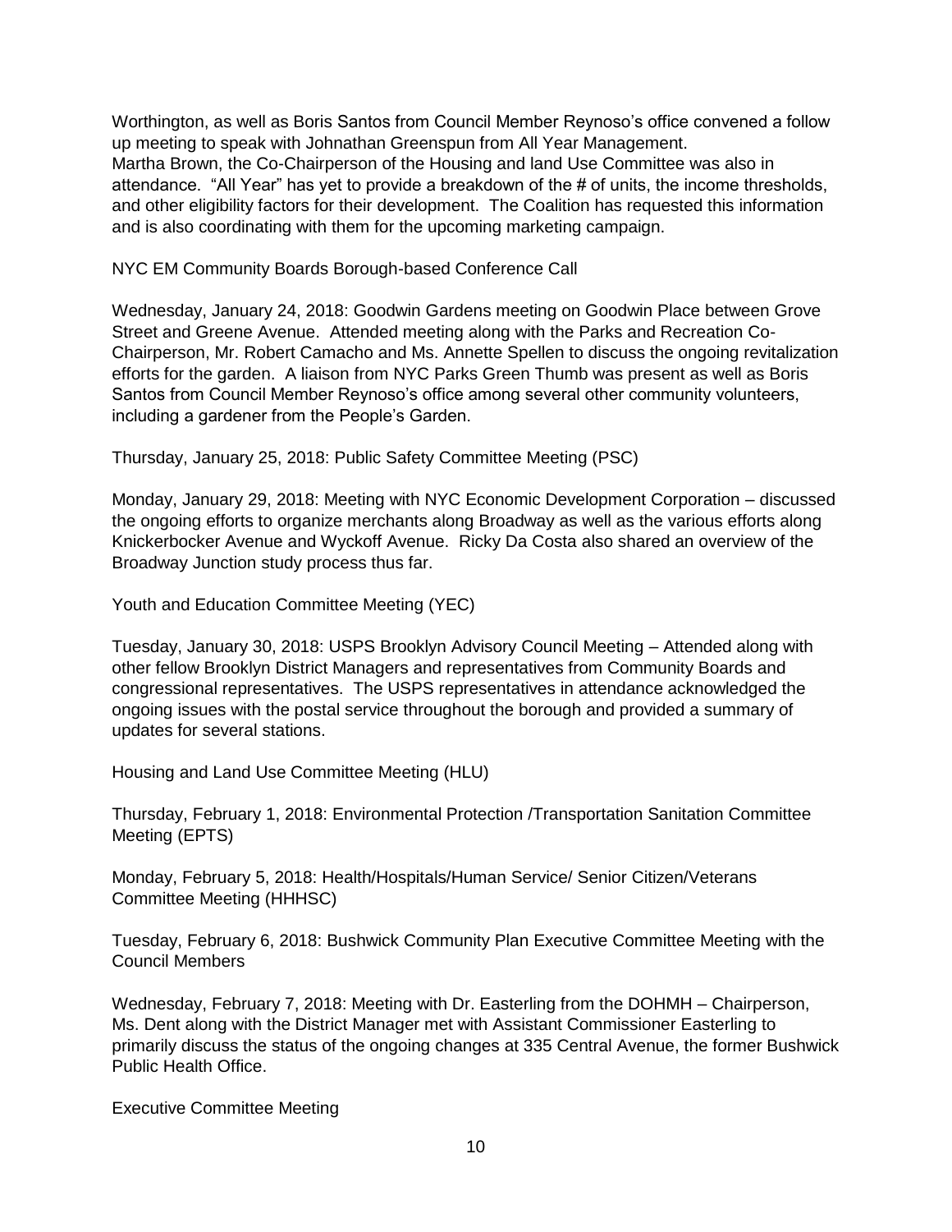Worthington, as well as Boris Santos from Council Member Reynoso's office convened a follow up meeting to speak with Johnathan Greenspun from All Year Management. Martha Brown, the Co-Chairperson of the Housing and land Use Committee was also in attendance. "All Year" has yet to provide a breakdown of the # of units, the income thresholds, and other eligibility factors for their development. The Coalition has requested this information and is also coordinating with them for the upcoming marketing campaign.

NYC EM Community Boards Borough-based Conference Call

Wednesday, January 24, 2018: Goodwin Gardens meeting on Goodwin Place between Grove Street and Greene Avenue. Attended meeting along with the Parks and Recreation Co-Chairperson, Mr. Robert Camacho and Ms. Annette Spellen to discuss the ongoing revitalization efforts for the garden. A liaison from NYC Parks Green Thumb was present as well as Boris Santos from Council Member Reynoso's office among several other community volunteers, including a gardener from the People's Garden.

Thursday, January 25, 2018: Public Safety Committee Meeting (PSC)

Monday, January 29, 2018: Meeting with NYC Economic Development Corporation – discussed the ongoing efforts to organize merchants along Broadway as well as the various efforts along Knickerbocker Avenue and Wyckoff Avenue. Ricky Da Costa also shared an overview of the Broadway Junction study process thus far.

Youth and Education Committee Meeting (YEC)

Tuesday, January 30, 2018: USPS Brooklyn Advisory Council Meeting – Attended along with other fellow Brooklyn District Managers and representatives from Community Boards and congressional representatives. The USPS representatives in attendance acknowledged the ongoing issues with the postal service throughout the borough and provided a summary of updates for several stations.

Housing and Land Use Committee Meeting (HLU)

Thursday, February 1, 2018: Environmental Protection /Transportation Sanitation Committee Meeting (EPTS)

Monday, February 5, 2018: Health/Hospitals/Human Service/ Senior Citizen/Veterans Committee Meeting (HHHSC)

Tuesday, February 6, 2018: Bushwick Community Plan Executive Committee Meeting with the Council Members

Wednesday, February 7, 2018: Meeting with Dr. Easterling from the DOHMH – Chairperson, Ms. Dent along with the District Manager met with Assistant Commissioner Easterling to primarily discuss the status of the ongoing changes at 335 Central Avenue, the former Bushwick Public Health Office.

Executive Committee Meeting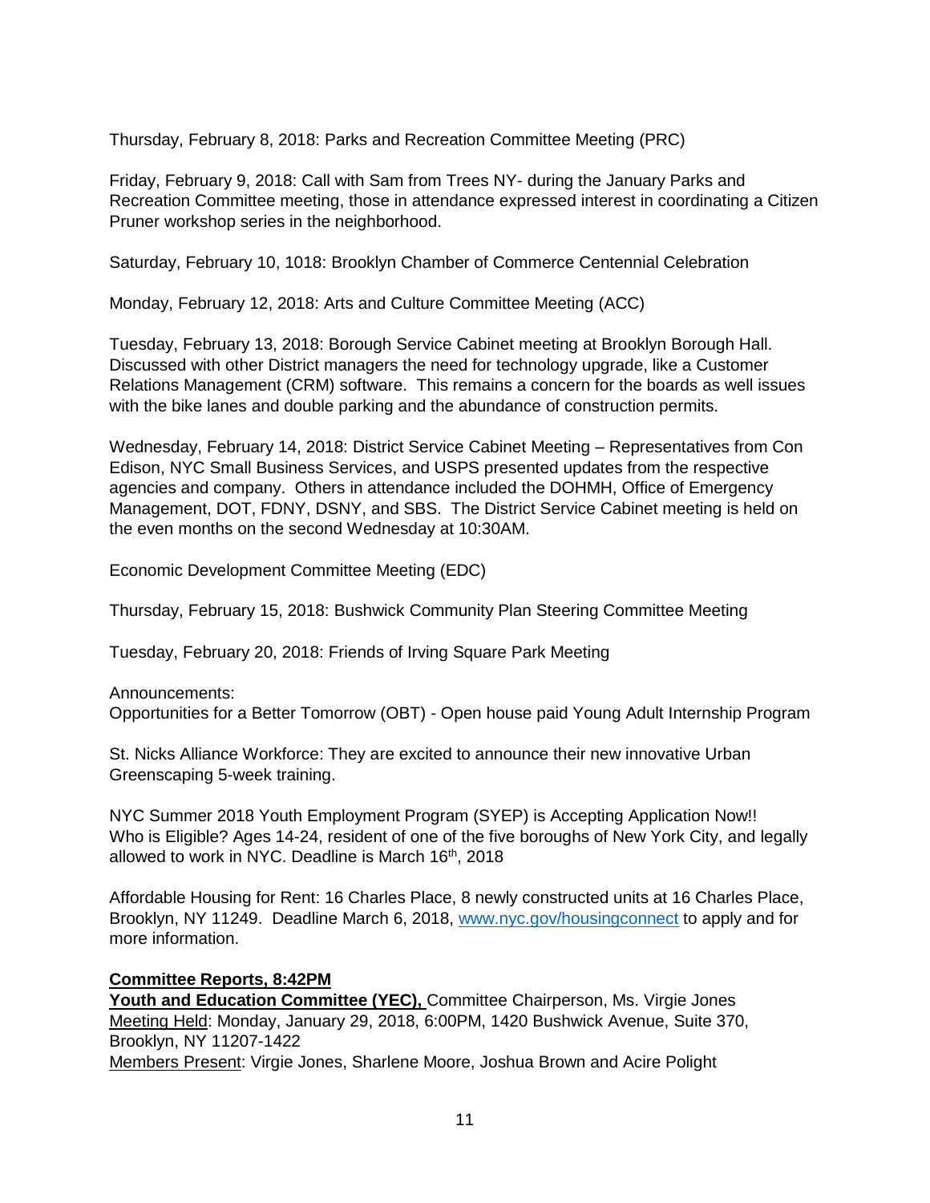Thursday, February 8, 2018: Parks and Recreation Committee Meeting (PRC)

Friday, February 9, 2018: Call with Sam from Trees NY- during the January Parks and Recreation Committee meeting, those in attendance expressed interest in coordinating a Citizen Pruner workshop series in the neighborhood.

Saturday, February 10, 1018: Brooklyn Chamber of Commerce Centennial Celebration

Monday, February 12, 2018: Arts and Culture Committee Meeting (ACC)

Tuesday, February 13, 2018: Borough Service Cabinet meeting at Brooklyn Borough Hall. Discussed with other District managers the need for technology upgrade, like a Customer Relations Management (CRM) software. This remains a concern for the boards as well issues with the bike lanes and double parking and the abundance of construction permits.

Wednesday, February 14, 2018: District Service Cabinet Meeting – Representatives from Con Edison, NYC Small Business Services, and USPS presented updates from the respective agencies and company. Others in attendance included the DOHMH, Office of Emergency Management, DOT, FDNY, DSNY, and SBS. The District Service Cabinet meeting is held on the even months on the second Wednesday at 10:30AM.

Economic Development Committee Meeting (EDC)

Thursday, February 15, 2018: Bushwick Community Plan Steering Committee Meeting

Tuesday, February 20, 2018: Friends of Irving Square Park Meeting

Announcements:
Opportunities for a Better Tomorrow (OBT) - Open house paid Young Adult Internship Program

St. Nicks Alliance Workforce: They are excited to announce their new innovative Urban Greenscaping 5-week training.

NYC Summer 2018 Youth Employment Program (SYEP) is Accepting Application Now!!
Who is Eligible? Ages 14-24, resident of one of the five boroughs of New York City, and legally allowed to work in NYC. Deadline is March 16th, 2018

Affordable Housing for Rent: 16 Charles Place, 8 newly constructed units at 16 Charles Place, Brooklyn, NY 11249. Deadline March 6, 2018, www.nyc.gov/housingconnect to apply and for more information.

**Committee Reports, 8:42PM**
**Youth and Education Committee (YEC),** Committee Chairperson, Ms. Virgie Jones
Meeting Held: Monday, January 29, 2018, 6:00PM, 1420 Bushwick Avenue, Suite 370, Brooklyn, NY 11207-1422
Members Present: Virgie Jones, Sharlene Moore, Joshua Brown and Acire Polight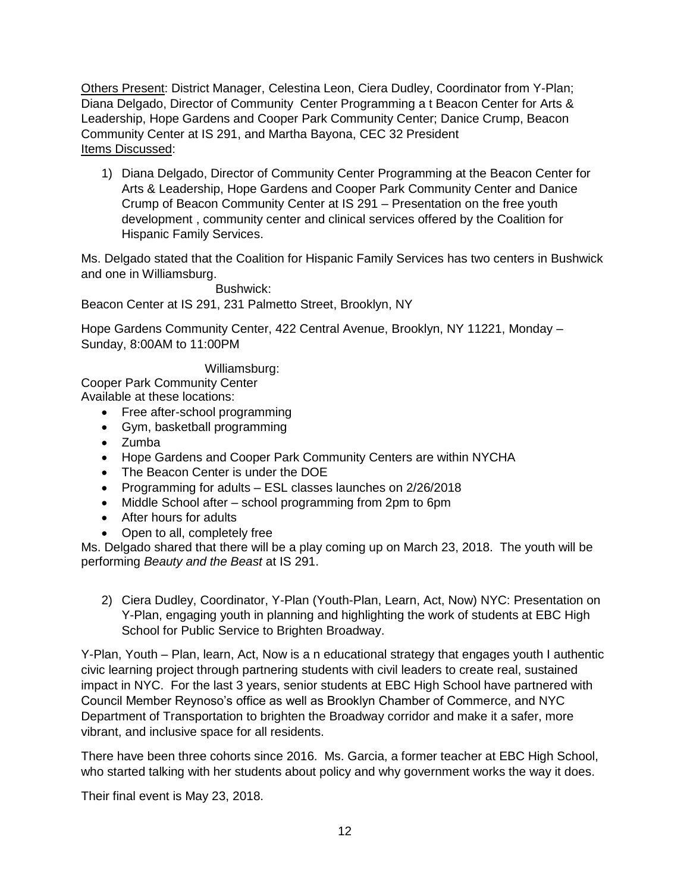Others Present: District Manager, Celestina Leon, Ciera Dudley, Coordinator from Y-Plan; Diana Delgado, Director of Community Center Programming a t Beacon Center for Arts & Leadership, Hope Gardens and Cooper Park Community Center; Danice Crump, Beacon Community Center at IS 291, and Martha Bayona, CEC 32 President

Items Discussed:

1) Diana Delgado, Director of Community Center Programming at the Beacon Center for Arts & Leadership, Hope Gardens and Cooper Park Community Center and Danice Crump of Beacon Community Center at IS 291 – Presentation on the free youth development , community center and clinical services offered by the Coalition for Hispanic Family Services.

Ms. Delgado stated that the Coalition for Hispanic Family Services has two centers in Bushwick and one in Williamsburg.

Bushwick:

Beacon Center at IS 291, 231 Palmetto Street, Brooklyn, NY

Hope Gardens Community Center, 422 Central Avenue, Brooklyn, NY 11221, Monday – Sunday, 8:00AM to 11:00PM

Williamsburg:

Cooper Park Community Center

Available at these locations:

- Free after-school programming
- Gym, basketball programming
- Zumba
- Hope Gardens and Cooper Park Community Centers are within NYCHA
- The Beacon Center is under the DOE
- Programming for adults – ESL classes launches on 2/26/2018
- Middle School after – school programming from 2pm to 6pm
- After hours for adults
- Open to all, completely free

Ms. Delgado shared that there will be a play coming up on March 23, 2018. The youth will be performing *Beauty and the Beast* at IS 291.

2) Ciera Dudley, Coordinator, Y-Plan (Youth-Plan, Learn, Act, Now) NYC: Presentation on Y-Plan, engaging youth in planning and highlighting the work of students at EBC High School for Public Service to Brighten Broadway.

Y-Plan, Youth – Plan, learn, Act, Now is a n educational strategy that engages youth I authentic civic learning project through partnering students with civil leaders to create real, sustained impact in NYC. For the last 3 years, senior students at EBC High School have partnered with Council Member Reynoso's office as well as Brooklyn Chamber of Commerce, and NYC Department of Transportation to brighten the Broadway corridor and make it a safer, more vibrant, and inclusive space for all residents.

There have been three cohorts since 2016. Ms. Garcia, a former teacher at EBC High School, who started talking with her students about policy and why government works the way it does.

Their final event is May 23, 2018.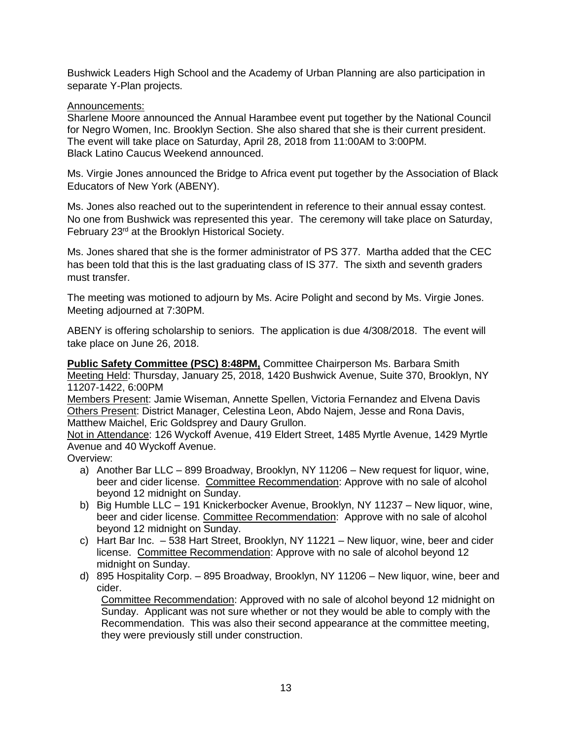Bushwick Leaders High School and the Academy of Urban Planning are also participation in separate Y-Plan projects.

Announcements:
Sharlene Moore announced the Annual Harambee event put together by the National Council for Negro Women, Inc. Brooklyn Section. She also shared that she is their current president. The event will take place on Saturday, April 28, 2018 from 11:00AM to 3:00PM.
Black Latino Caucus Weekend announced.

Ms. Virgie Jones announced the Bridge to Africa event put together by the Association of Black Educators of New York (ABENY).

Ms. Jones also reached out to the superintendent in reference to their annual essay contest. No one from Bushwick was represented this year. The ceremony will take place on Saturday, February 23rd at the Brooklyn Historical Society.

Ms. Jones shared that she is the former administrator of PS 377. Martha added that the CEC has been told that this is the last graduating class of IS 377. The sixth and seventh graders must transfer.

The meeting was motioned to adjourn by Ms. Acire Polight and second by Ms. Virgie Jones. Meeting adjourned at 7:30PM.

ABENY is offering scholarship to seniors. The application is due 4/308/2018. The event will take place on June 26, 2018.

**Public Safety Committee (PSC) 8:48PM,** Committee Chairperson Ms. Barbara Smith
Meeting Held: Thursday, January 25, 2018, 1420 Bushwick Avenue, Suite 370, Brooklyn, NY 11207-1422, 6:00PM
Members Present: Jamie Wiseman, Annette Spellen, Victoria Fernandez and Elvena Davis
Others Present: District Manager, Celestina Leon, Abdo Najem, Jesse and Rona Davis, Matthew Maichel, Eric Goldsprey and Daury Grullon.
Not in Attendance: 126 Wyckoff Avenue, 419 Eldert Street, 1485 Myrtle Avenue, 1429 Myrtle Avenue and 40 Wyckoff Avenue.
Overview:

a) Another Bar LLC – 899 Broadway, Brooklyn, NY 11206 – New request for liquor, wine, beer and cider license. Committee Recommendation: Approve with no sale of alcohol beyond 12 midnight on Sunday.
b) Big Humble LLC – 191 Knickerbocker Avenue, Brooklyn, NY 11237 – New liquor, wine, beer and cider license. Committee Recommendation: Approve with no sale of alcohol beyond 12 midnight on Sunday.
c) Hart Bar Inc. – 538 Hart Street, Brooklyn, NY 11221 – New liquor, wine, beer and cider license. Committee Recommendation: Approve with no sale of alcohol beyond 12 midnight on Sunday.
d) 895 Hospitality Corp. – 895 Broadway, Brooklyn, NY 11206 – New liquor, wine, beer and cider.
   Committee Recommendation: Approved with no sale of alcohol beyond 12 midnight on Sunday. Applicant was not sure whether or not they would be able to comply with the Recommendation. This was also their second appearance at the committee meeting, they were previously still under construction.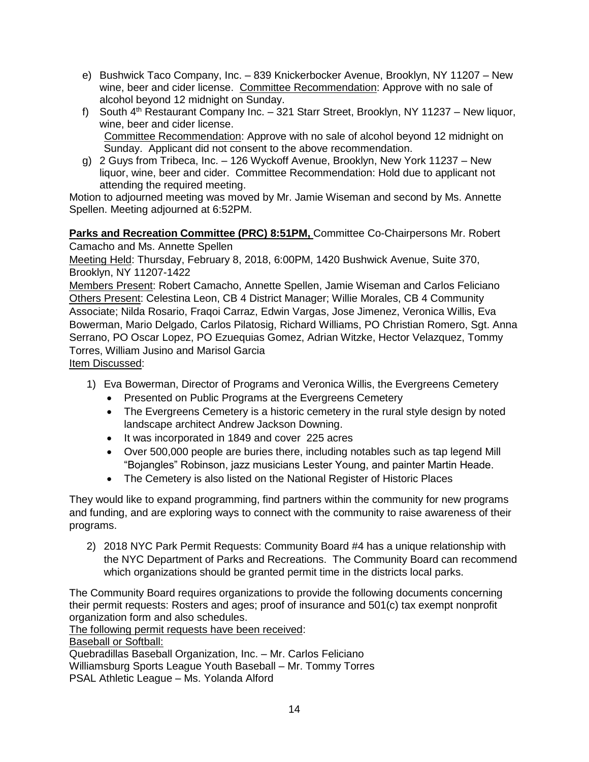e) Bushwick Taco Company, Inc. – 839 Knickerbocker Avenue, Brooklyn, NY 11207 – New wine, beer and cider license. Committee Recommendation: Approve with no sale of alcohol beyond 12 midnight on Sunday.

f) South 4th Restaurant Company Inc. – 321 Starr Street, Brooklyn, NY 11237 – New liquor, wine, beer and cider license.
Committee Recommendation: Approve with no sale of alcohol beyond 12 midnight on Sunday. Applicant did not consent to the above recommendation.

g) 2 Guys from Tribeca, Inc. – 126 Wyckoff Avenue, Brooklyn, New York 11237 – New liquor, wine, beer and cider. Committee Recommendation: Hold due to applicant not attending the required meeting.

Motion to adjourned meeting was moved by Mr. Jamie Wiseman and second by Ms. Annette Spellen. Meeting adjourned at 6:52PM.

**Parks and Recreation Committee (PRC) 8:51PM,** Committee Co-Chairpersons Mr. Robert Camacho and Ms. Annette Spellen

Meeting Held: Thursday, February 8, 2018, 6:00PM, 1420 Bushwick Avenue, Suite 370, Brooklyn, NY 11207-1422

Members Present: Robert Camacho, Annette Spellen, Jamie Wiseman and Carlos Feliciano

Others Present: Celestina Leon, CB 4 District Manager; Willie Morales, CB 4 Community Associate; Nilda Rosario, Fraqoi Carraz, Edwin Vargas, Jose Jimenez, Veronica Willis, Eva Bowerman, Mario Delgado, Carlos Pilatosig, Richard Williams, PO Christian Romero, Sgt. Anna Serrano, PO Oscar Lopez, PO Ezuequias Gomez, Adrian Witzke, Hector Velazquez, Tommy Torres, William Jusino and Marisol Garcia

Item Discussed:

1) Eva Bowerman, Director of Programs and Veronica Willis, the Evergreens Cemetery
   - Presented on Public Programs at the Evergreens Cemetery
   - The Evergreens Cemetery is a historic cemetery in the rural style design by noted landscape architect Andrew Jackson Downing.
   - It was incorporated in 1849 and cover 225 acres
   - Over 500,000 people are buries there, including notables such as tap legend Mill "Bojangles" Robinson, jazz musicians Lester Young, and painter Martin Heade.
   - The Cemetery is also listed on the National Register of Historic Places

They would like to expand programming, find partners within the community for new programs and funding, and are exploring ways to connect with the community to raise awareness of their programs.

2) 2018 NYC Park Permit Requests: Community Board #4 has a unique relationship with the NYC Department of Parks and Recreations. The Community Board can recommend which organizations should be granted permit time in the districts local parks.

The Community Board requires organizations to provide the following documents concerning their permit requests: Rosters and ages; proof of insurance and 501(c) tax exempt nonprofit organization form and also schedules.

The following permit requests have been received:

Baseball or Softball:

Quebradillas Baseball Organization, Inc. – Mr. Carlos Feliciano
Williamsburg Sports League Youth Baseball – Mr. Tommy Torres
PSAL Athletic League – Ms. Yolanda Alford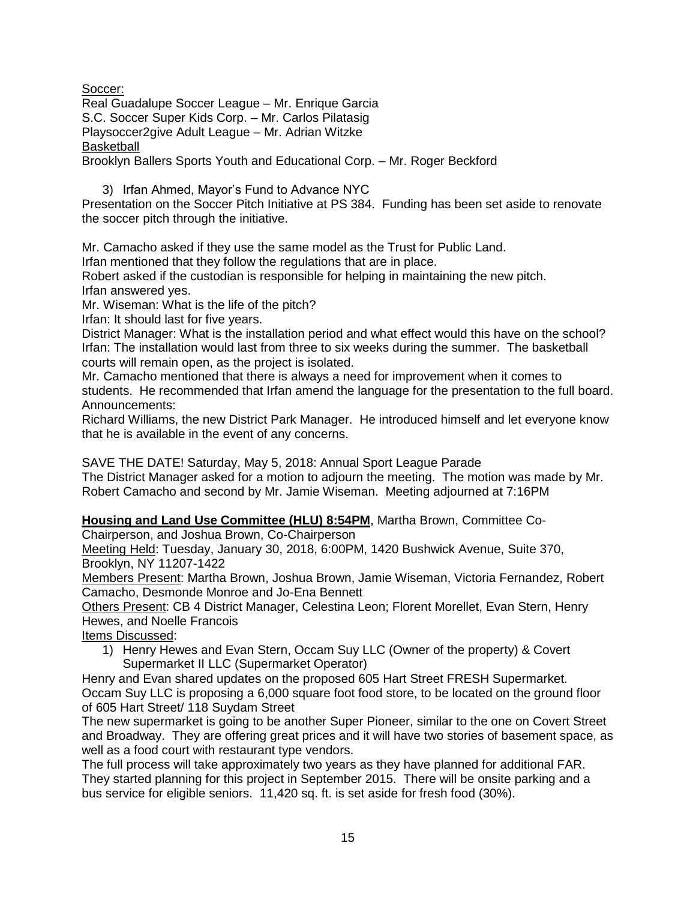Soccer:

Real Guadalupe Soccer League – Mr. Enrique Garcia
S.C. Soccer Super Kids Corp. – Mr. Carlos Pilatasig
Playsoccer2give Adult League – Mr. Adrian Witzke

Basketball

Brooklyn Ballers Sports Youth and Educational Corp. – Mr. Roger Beckford

3) Irfan Ahmed, Mayor's Fund to Advance NYC

Presentation on the Soccer Pitch Initiative at PS 384. Funding has been set aside to renovate the soccer pitch through the initiative.

Mr. Camacho asked if they use the same model as the Trust for Public Land.
Irfan mentioned that they follow the regulations that are in place.
Robert asked if the custodian is responsible for helping in maintaining the new pitch.
Irfan answered yes.
Mr. Wiseman: What is the life of the pitch?
Irfan: It should last for five years.
District Manager: What is the installation period and what effect would this have on the school?
Irfan: The installation would last from three to six weeks during the summer. The basketball courts will remain open, as the project is isolated.
Mr. Camacho mentioned that there is always a need for improvement when it comes to students. He recommended that Irfan amend the language for the presentation to the full board.
Announcements:
Richard Williams, the new District Park Manager. He introduced himself and let everyone know that he is available in the event of any concerns.

SAVE THE DATE! Saturday, May 5, 2018: Annual Sport League Parade
The District Manager asked for a motion to adjourn the meeting. The motion was made by Mr. Robert Camacho and second by Mr. Jamie Wiseman. Meeting adjourned at 7:16PM

**Housing and Land Use Committee (HLU) 8:54PM**, Martha Brown, Committee Co-Chairperson, and Joshua Brown, Co-Chairperson

Meeting Held: Tuesday, January 30, 2018, 6:00PM, 1420 Bushwick Avenue, Suite 370, Brooklyn, NY 11207-1422

Members Present: Martha Brown, Joshua Brown, Jamie Wiseman, Victoria Fernandez, Robert Camacho, Desmonde Monroe and Jo-Ena Bennett

Others Present: CB 4 District Manager, Celestina Leon; Florent Morellet, Evan Stern, Henry Hewes, and Noelle Francois

Items Discussed:

1) Henry Hewes and Evan Stern, Occam Suy LLC (Owner of the property) & Covert Supermarket II LLC (Supermarket Operator)

Henry and Evan shared updates on the proposed 605 Hart Street FRESH Supermarket.
Occam Suy LLC is proposing a 6,000 square foot food store, to be located on the ground floor of 605 Hart Street/ 118 Suydam Street
The new supermarket is going to be another Super Pioneer, similar to the one on Covert Street and Broadway. They are offering great prices and it will have two stories of basement space, as well as a food court with restaurant type vendors.
The full process will take approximately two years as they have planned for additional FAR. They started planning for this project in September 2015. There will be onsite parking and a bus service for eligible seniors. 11,420 sq. ft. is set aside for fresh food (30%).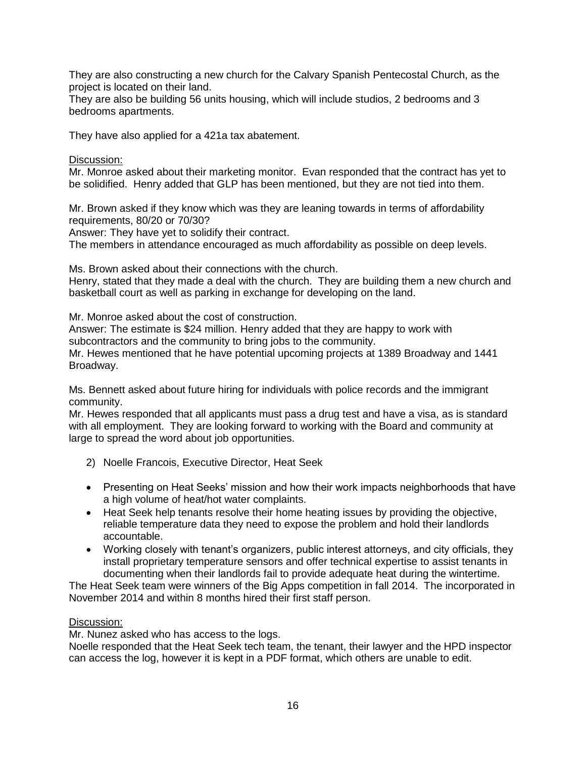They are also constructing a new church for the Calvary Spanish Pentecostal Church, as the project is located on their land.
They are also be building 56 units housing, which will include studios, 2 bedrooms and 3 bedrooms apartments.

They have also applied for a 421a tax abatement.

Discussion:
Mr. Monroe asked about their marketing monitor. Evan responded that the contract has yet to be solidified. Henry added that GLP has been mentioned, but they are not tied into them.

Mr. Brown asked if they know which was they are leaning towards in terms of affordability requirements, 80/20 or 70/30?
Answer: They have yet to solidify their contract.
The members in attendance encouraged as much affordability as possible on deep levels.

Ms. Brown asked about their connections with the church.
Henry, stated that they made a deal with the church. They are building them a new church and basketball court as well as parking in exchange for developing on the land.

Mr. Monroe asked about the cost of construction.
Answer: The estimate is $24 million. Henry added that they are happy to work with subcontractors and the community to bring jobs to the community.
Mr. Hewes mentioned that he have potential upcoming projects at 1389 Broadway and 1441 Broadway.

Ms. Bennett asked about future hiring for individuals with police records and the immigrant community.
Mr. Hewes responded that all applicants must pass a drug test and have a visa, as is standard with all employment. They are looking forward to working with the Board and community at large to spread the word about job opportunities.

2) Noelle Francois, Executive Director, Heat Seek

- Presenting on Heat Seeks' mission and how their work impacts neighborhoods that have a high volume of heat/hot water complaints.
- Heat Seek help tenants resolve their home heating issues by providing the objective, reliable temperature data they need to expose the problem and hold their landlords accountable.
- Working closely with tenant's organizers, public interest attorneys, and city officials, they install proprietary temperature sensors and offer technical expertise to assist tenants in documenting when their landlords fail to provide adequate heat during the wintertime.

The Heat Seek team were winners of the Big Apps competition in fall 2014. The incorporated in November 2014 and within 8 months hired their first staff person.

Discussion:
Mr. Nunez asked who has access to the logs.
Noelle responded that the Heat Seek tech team, the tenant, their lawyer and the HPD inspector can access the log, however it is kept in a PDF format, which others are unable to edit.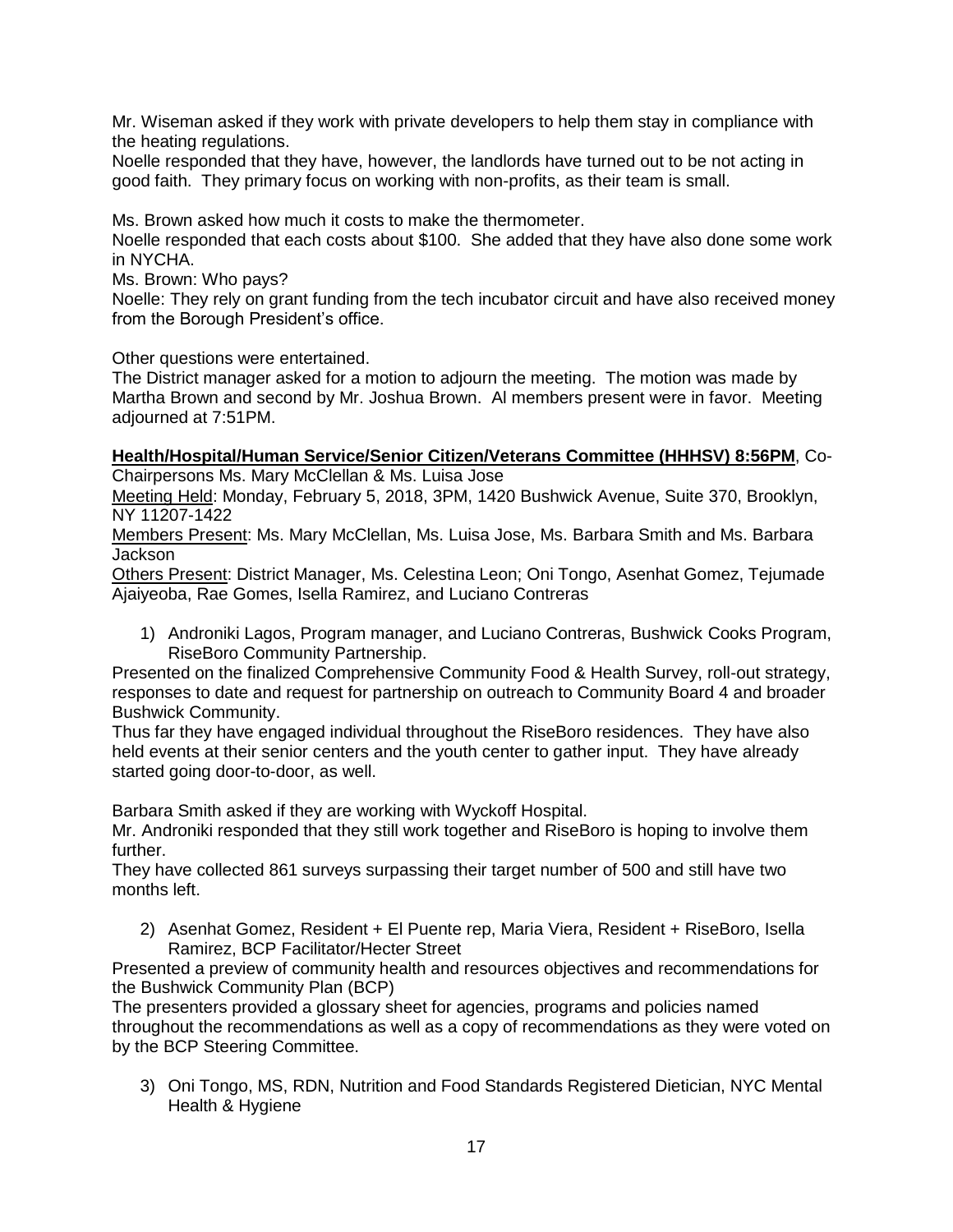Mr. Wiseman asked if they work with private developers to help them stay in compliance with the heating regulations.
Noelle responded that they have, however, the landlords have turned out to be not acting in good faith. They primary focus on working with non-profits, as their team is small.

Ms. Brown asked how much it costs to make the thermometer.
Noelle responded that each costs about $100. She added that they have also done some work in NYCHA.
Ms. Brown: Who pays?
Noelle: They rely on grant funding from the tech incubator circuit and have also received money from the Borough President's office.

Other questions were entertained.
The District manager asked for a motion to adjourn the meeting. The motion was made by Martha Brown and second by Mr. Joshua Brown. Al members present were in favor. Meeting adjourned at 7:51PM.

**Health/Hospital/Human Service/Senior Citizen/Veterans Committee (HHHSV) 8:56PM**, Co-Chairpersons Ms. Mary McClellan & Ms. Luisa Jose
Meeting Held: Monday, February 5, 2018, 3PM, 1420 Bushwick Avenue, Suite 370, Brooklyn, NY 11207-1422
Members Present: Ms. Mary McClellan, Ms. Luisa Jose, Ms. Barbara Smith and Ms. Barbara Jackson
Others Present: District Manager, Ms. Celestina Leon; Oni Tongo, Asenhat Gomez, Tejumade Ajaiyeoba, Rae Gomes, Isella Ramirez, and Luciano Contreras

1) Androniki Lagos, Program manager, and Luciano Contreras, Bushwick Cooks Program, RiseBoro Community Partnership.

Presented on the finalized Comprehensive Community Food & Health Survey, roll-out strategy, responses to date and request for partnership on outreach to Community Board 4 and broader Bushwick Community.
Thus far they have engaged individual throughout the RiseBoro residences. They have also held events at their senior centers and the youth center to gather input. They have already started going door-to-door, as well.

Barbara Smith asked if they are working with Wyckoff Hospital.
Mr. Androniki responded that they still work together and RiseBoro is hoping to involve them further.
They have collected 861 surveys surpassing their target number of 500 and still have two months left.

2) Asenhat Gomez, Resident + El Puente rep, Maria Viera, Resident + RiseBoro, Isella Ramirez, BCP Facilitator/Hecter Street

Presented a preview of community health and resources objectives and recommendations for the Bushwick Community Plan (BCP)
The presenters provided a glossary sheet for agencies, programs and policies named throughout the recommendations as well as a copy of recommendations as they were voted on by the BCP Steering Committee.

3) Oni Tongo, MS, RDN, Nutrition and Food Standards Registered Dietician, NYC Mental Health & Hygiene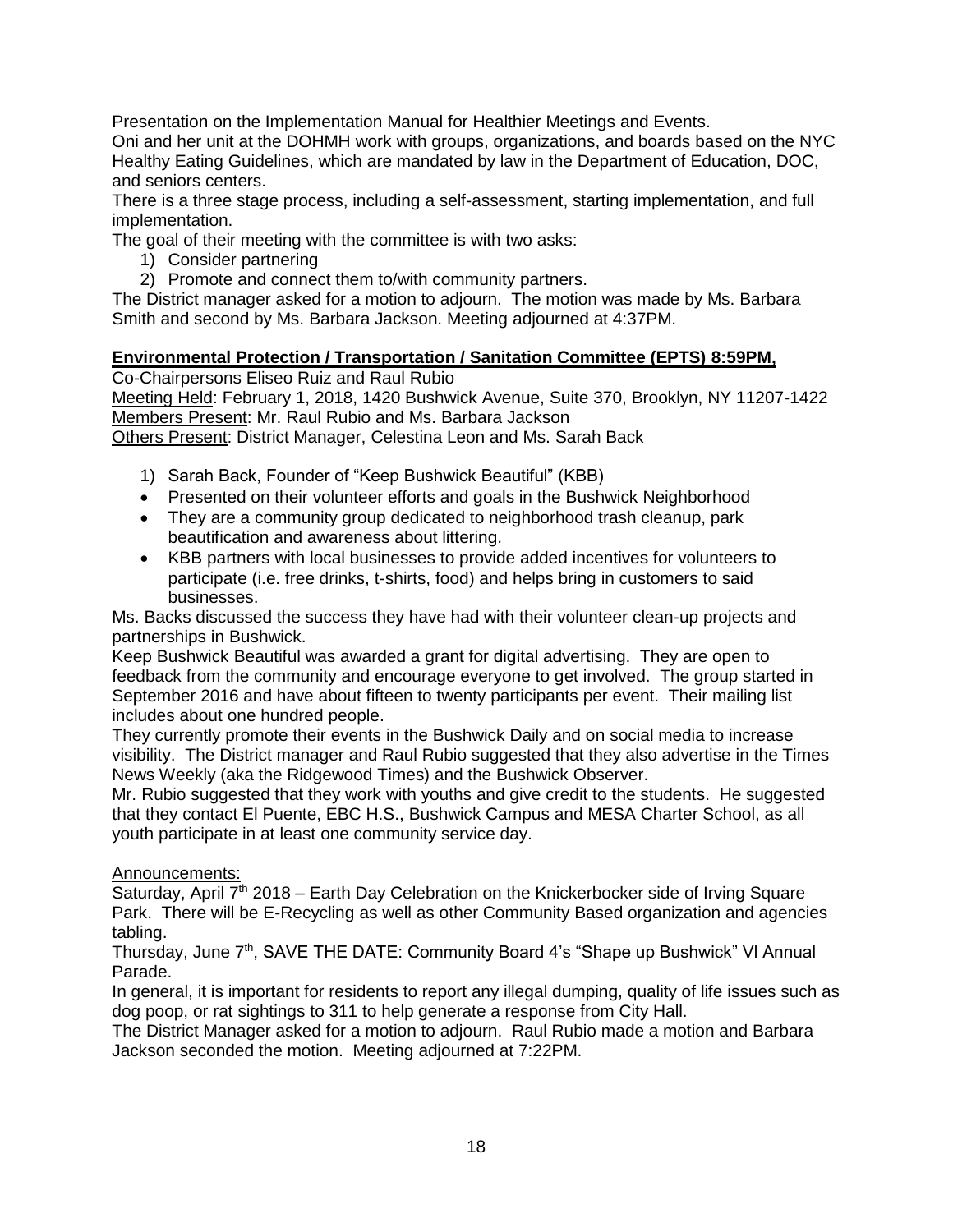Presentation on the Implementation Manual for Healthier Meetings and Events.
Oni and her unit at the DOHMH work with groups, organizations, and boards based on the NYC Healthy Eating Guidelines, which are mandated by law in the Department of Education, DOC, and seniors centers.
There is a three stage process, including a self-assessment, starting implementation, and full implementation.
The goal of their meeting with the committee is with two asks:

1) Consider partnering
2) Promote and connect them to/with community partners.

The District manager asked for a motion to adjourn. The motion was made by Ms. Barbara Smith and second by Ms. Barbara Jackson. Meeting adjourned at 4:37PM.

**Environmental Protection / Transportation / Sanitation Committee (EPTS) 8:59PM,**

Co-Chairpersons Eliseo Ruiz and Raul Rubio
Meeting Held: February 1, 2018, 1420 Bushwick Avenue, Suite 370, Brooklyn, NY 11207-1422
Members Present: Mr. Raul Rubio and Ms. Barbara Jackson
Others Present: District Manager, Celestina Leon and Ms. Sarah Back

1) Sarah Back, Founder of "Keep Bushwick Beautiful" (KBB)

- Presented on their volunteer efforts and goals in the Bushwick Neighborhood
- They are a community group dedicated to neighborhood trash cleanup, park beautification and awareness about littering.
- KBB partners with local businesses to provide added incentives for volunteers to participate (i.e. free drinks, t-shirts, food) and helps bring in customers to said businesses.

Ms. Backs discussed the success they have had with their volunteer clean-up projects and partnerships in Bushwick.
Keep Bushwick Beautiful was awarded a grant for digital advertising. They are open to feedback from the community and encourage everyone to get involved. The group started in September 2016 and have about fifteen to twenty participants per event. Their mailing list includes about one hundred people.
They currently promote their events in the Bushwick Daily and on social media to increase visibility. The District manager and Raul Rubio suggested that they also advertise in the Times News Weekly (aka the Ridgewood Times) and the Bushwick Observer.
Mr. Rubio suggested that they work with youths and give credit to the students. He suggested that they contact El Puente, EBC H.S., Bushwick Campus and MESA Charter School, as all youth participate in at least one community service day.

Announcements:
Saturday, April 7th 2018 – Earth Day Celebration on the Knickerbocker side of Irving Square Park. There will be E-Recycling as well as other Community Based organization and agencies tabling.
Thursday, June 7th, SAVE THE DATE: Community Board 4's "Shape up Bushwick" VI Annual Parade.
In general, it is important for residents to report any illegal dumping, quality of life issues such as dog poop, or rat sightings to 311 to help generate a response from City Hall.
The District Manager asked for a motion to adjourn. Raul Rubio made a motion and Barbara Jackson seconded the motion. Meeting adjourned at 7:22PM.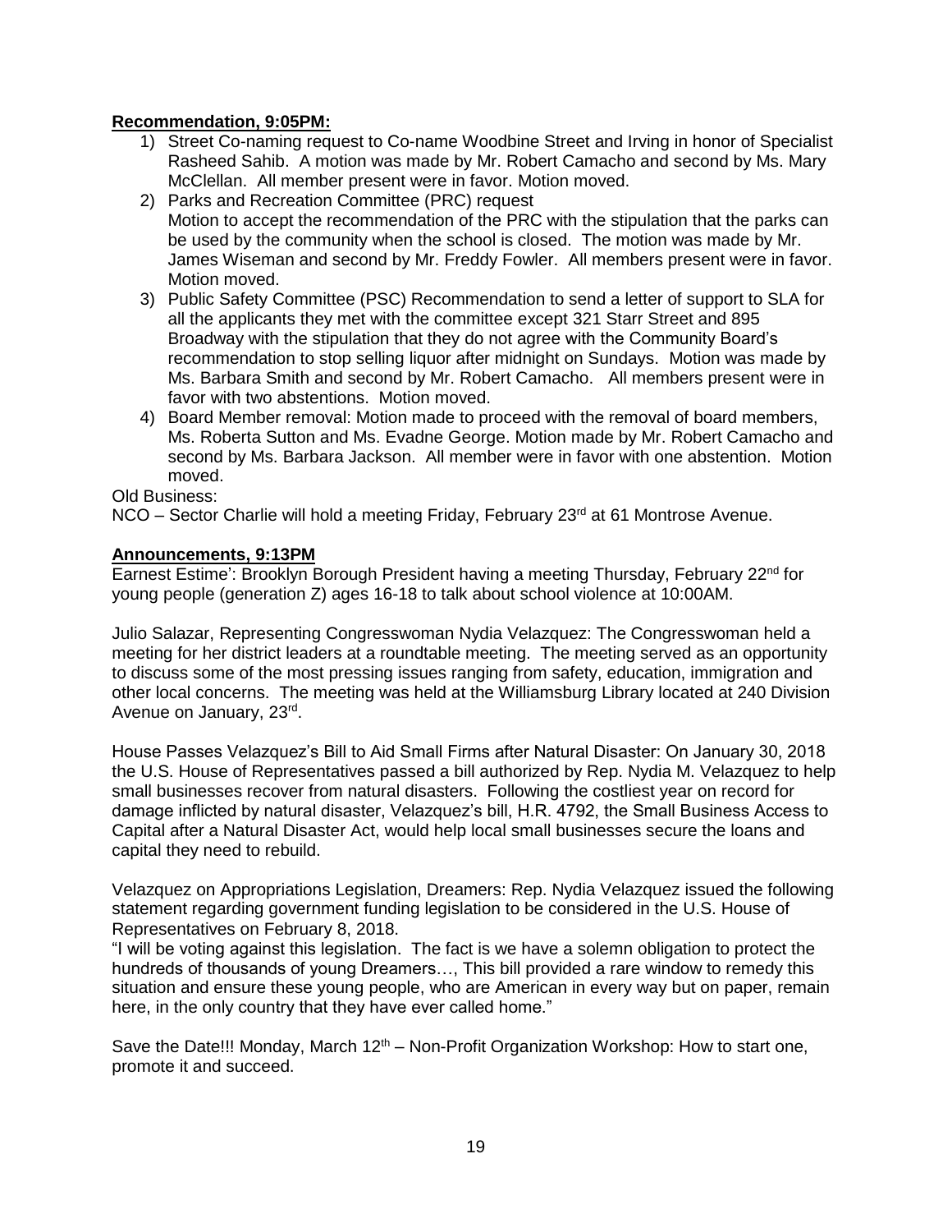**Recommendation, 9:05PM:**

1) Street Co-naming request to Co-name Woodbine Street and Irving in honor of Specialist Rasheed Sahib. A motion was made by Mr. Robert Camacho and second by Ms. Mary McClellan. All member present were in favor. Motion moved.
2) Parks and Recreation Committee (PRC) request
   Motion to accept the recommendation of the PRC with the stipulation that the parks can be used by the community when the school is closed. The motion was made by Mr. James Wiseman and second by Mr. Freddy Fowler. All members present were in favor. Motion moved.
3) Public Safety Committee (PSC) Recommendation to send a letter of support to SLA for all the applicants they met with the committee except 321 Starr Street and 895 Broadway with the stipulation that they do not agree with the Community Board's recommendation to stop selling liquor after midnight on Sundays. Motion was made by Ms. Barbara Smith and second by Mr. Robert Camacho. All members present were in favor with two abstentions. Motion moved.
4) Board Member removal: Motion made to proceed with the removal of board members, Ms. Roberta Sutton and Ms. Evadne George. Motion made by Mr. Robert Camacho and second by Ms. Barbara Jackson. All member were in favor with one abstention. Motion moved.

Old Business:
NCO – Sector Charlie will hold a meeting Friday, February 23rd at 61 Montrose Avenue.

**Announcements, 9:13PM**

Earnest Estime': Brooklyn Borough President having a meeting Thursday, February 22nd for young people (generation Z) ages 16-18 to talk about school violence at 10:00AM.

Julio Salazar, Representing Congresswoman Nydia Velazquez: The Congresswoman held a meeting for her district leaders at a roundtable meeting. The meeting served as an opportunity to discuss some of the most pressing issues ranging from safety, education, immigration and other local concerns. The meeting was held at the Williamsburg Library located at 240 Division Avenue on January, 23rd.

House Passes Velazquez's Bill to Aid Small Firms after Natural Disaster: On January 30, 2018 the U.S. House of Representatives passed a bill authorized by Rep. Nydia M. Velazquez to help small businesses recover from natural disasters. Following the costliest year on record for damage inflicted by natural disaster, Velazquez's bill, H.R. 4792, the Small Business Access to Capital after a Natural Disaster Act, would help local small businesses secure the loans and capital they need to rebuild.

Velazquez on Appropriations Legislation, Dreamers: Rep. Nydia Velazquez issued the following statement regarding government funding legislation to be considered in the U.S. House of Representatives on February 8, 2018.
"I will be voting against this legislation. The fact is we have a solemn obligation to protect the hundreds of thousands of young Dreamers…, This bill provided a rare window to remedy this situation and ensure these young people, who are American in every way but on paper, remain here, in the only country that they have ever called home."

Save the Date!!! Monday, March 12th – Non-Profit Organization Workshop: How to start one, promote it and succeed.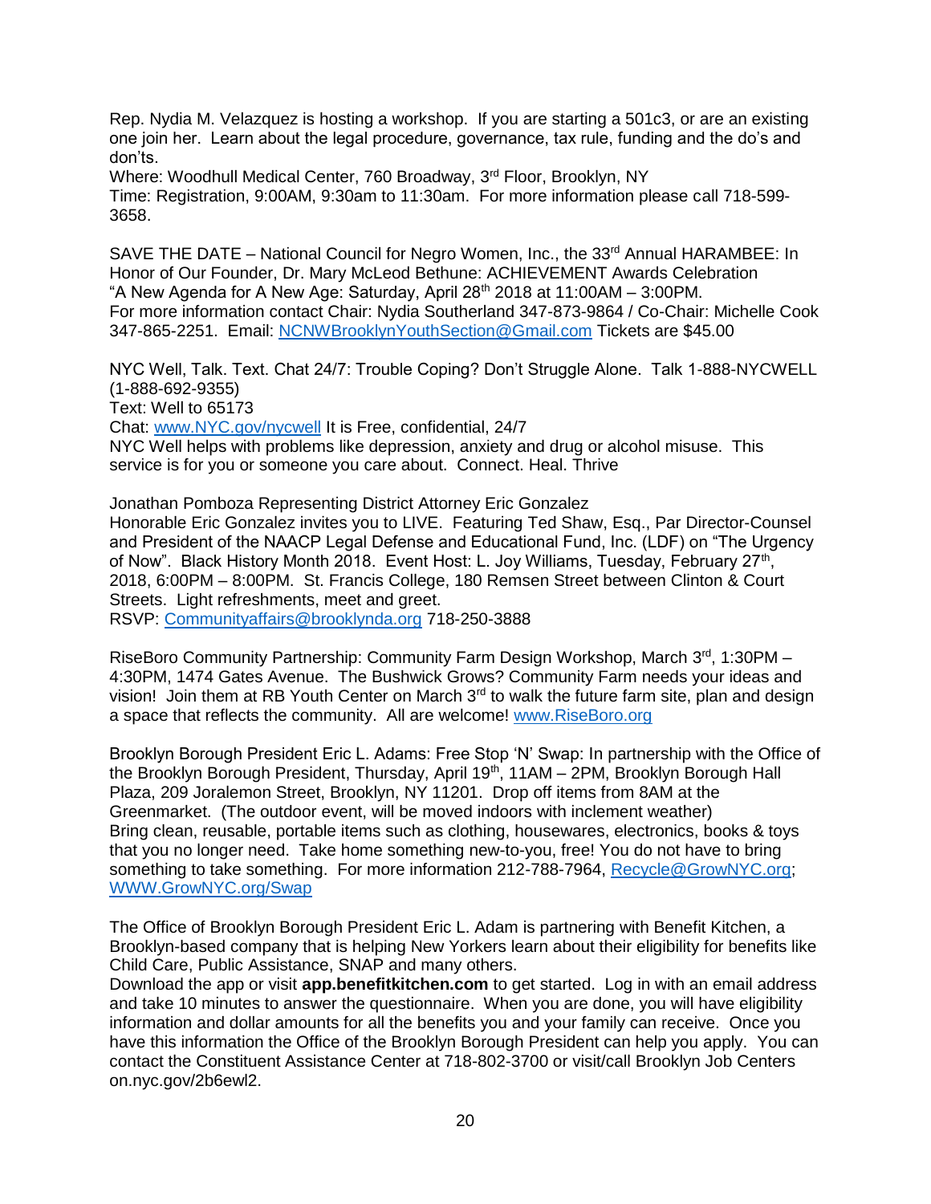Rep. Nydia M. Velazquez is hosting a workshop. If you are starting a 501c3, or are an existing one join her. Learn about the legal procedure, governance, tax rule, funding and the do's and don'ts.
Where: Woodhull Medical Center, 760 Broadway, 3rd Floor, Brooklyn, NY
Time: Registration, 9:00AM, 9:30am to 11:30am. For more information please call 718-599-3658.

SAVE THE DATE – National Council for Negro Women, Inc., the 33rd Annual HARAMBEE: In Honor of Our Founder, Dr. Mary McLeod Bethune: ACHIEVEMENT Awards Celebration "A New Agenda for A New Age: Saturday, April 28th 2018 at 11:00AM – 3:00PM.
For more information contact Chair: Nydia Southerland 347-873-9864 / Co-Chair: Michelle Cook 347-865-2251. Email: NCNWBrooklynYouthSection@Gmail.com Tickets are $45.00

NYC Well, Talk. Text. Chat 24/7: Trouble Coping? Don't Struggle Alone. Talk 1-888-NYCWELL (1-888-692-9355)
Text: Well to 65173
Chat: www.NYC.gov/nycwell It is Free, confidential, 24/7
NYC Well helps with problems like depression, anxiety and drug or alcohol misuse. This service is for you or someone you care about. Connect. Heal. Thrive

Jonathan Pomboza Representing District Attorney Eric Gonzalez
Honorable Eric Gonzalez invites you to LIVE. Featuring Ted Shaw, Esq., Par Director-Counsel and President of the NAACP Legal Defense and Educational Fund, Inc. (LDF) on "The Urgency of Now". Black History Month 2018. Event Host: L. Joy Williams, Tuesday, February 27th, 2018, 6:00PM – 8:00PM. St. Francis College, 180 Remsen Street between Clinton & Court Streets. Light refreshments, meet and greet.
RSVP: Communityaffairs@brooklynda.org 718-250-3888

RiseBoro Community Partnership: Community Farm Design Workshop, March 3rd, 1:30PM – 4:30PM, 1474 Gates Avenue. The Bushwick Grows? Community Farm needs your ideas and vision! Join them at RB Youth Center on March 3rd to walk the future farm site, plan and design a space that reflects the community. All are welcome! www.RiseBoro.org

Brooklyn Borough President Eric L. Adams: Free Stop 'N' Swap: In partnership with the Office of the Brooklyn Borough President, Thursday, April 19th, 11AM – 2PM, Brooklyn Borough Hall Plaza, 209 Joralemon Street, Brooklyn, NY 11201. Drop off items from 8AM at the Greenmarket. (The outdoor event, will be moved indoors with inclement weather)
Bring clean, reusable, portable items such as clothing, housewares, electronics, books & toys that you no longer need. Take home something new-to-you, free! You do not have to bring something to take something. For more information 212-788-7964, Recycle@GrowNYC.org; WWW.GrowNYC.org/Swap

The Office of Brooklyn Borough President Eric L. Adam is partnering with Benefit Kitchen, a Brooklyn-based company that is helping New Yorkers learn about their eligibility for benefits like Child Care, Public Assistance, SNAP and many others.
Download the app or visit **app.benefitkitchen.com** to get started. Log in with an email address and take 10 minutes to answer the questionnaire. When you are done, you will have eligibility information and dollar amounts for all the benefits you and your family can receive. Once you have this information the Office of the Brooklyn Borough President can help you apply. You can contact the Constituent Assistance Center at 718-802-3700 or visit/call Brooklyn Job Centers on.nyc.gov/2b6ewl2.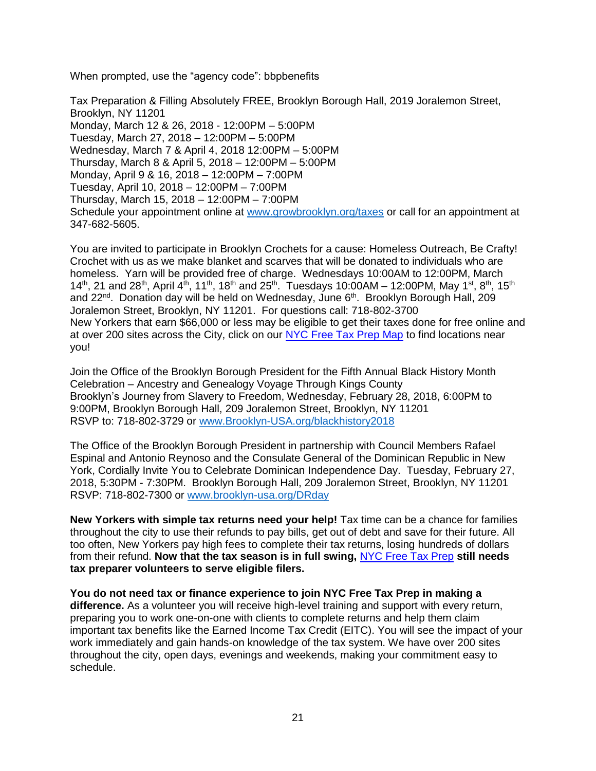When prompted, use the "agency code": bbpbenefits

Tax Preparation & Filling Absolutely FREE, Brooklyn Borough Hall, 2019 Joralemon Street, Brooklyn, NY 11201
Monday, March 12 & 26, 2018 - 12:00PM – 5:00PM
Tuesday, March 27, 2018 – 12:00PM – 5:00PM
Wednesday, March 7 & April 4, 2018 12:00PM – 5:00PM
Thursday, March 8 & April 5, 2018 – 12:00PM – 5:00PM
Monday, April 9 & 16, 2018 – 12:00PM – 7:00PM
Tuesday, April 10, 2018 – 12:00PM – 7:00PM
Thursday, March 15, 2018 – 12:00PM – 7:00PM
Schedule your appointment online at www.growbrooklyn.org/taxes or call for an appointment at 347-682-5605.

You are invited to participate in Brooklyn Crochets for a cause: Homeless Outreach, Be Crafty! Crochet with us as we make blanket and scarves that will be donated to individuals who are homeless. Yarn will be provided free of charge. Wednesdays 10:00AM to 12:00PM, March 14th, 21 and 28th, April 4th, 11th, 18th and 25th. Tuesdays 10:00AM – 12:00PM, May 1st, 8th, 15th and 22nd. Donation day will be held on Wednesday, June 6th. Brooklyn Borough Hall, 209 Joralemon Street, Brooklyn, NY 11201. For questions call: 718-802-3700
New Yorkers that earn $66,000 or less may be eligible to get their taxes done for free online and at over 200 sites across the City, click on our NYC Free Tax Prep Map to find locations near you!

Join the Office of the Brooklyn Borough President for the Fifth Annual Black History Month Celebration – Ancestry and Genealogy Voyage Through Kings County
Brooklyn's Journey from Slavery to Freedom, Wednesday, February 28, 2018, 6:00PM to 9:00PM, Brooklyn Borough Hall, 209 Joralemon Street, Brooklyn, NY 11201
RSVP to: 718-802-3729 or www.Brooklyn-USA.org/blackhistory2018

The Office of the Brooklyn Borough President in partnership with Council Members Rafael Espinal and Antonio Reynoso and the Consulate General of the Dominican Republic in New York, Cordially Invite You to Celebrate Dominican Independence Day. Tuesday, February 27, 2018, 5:30PM - 7:30PM. Brooklyn Borough Hall, 209 Joralemon Street, Brooklyn, NY 11201
RSVP: 718-802-7300 or www.brooklyn-usa.org/DRday

**New Yorkers with simple tax returns need your help!** Tax time can be a chance for families throughout the city to use their refunds to pay bills, get out of debt and save for their future. All too often, New Yorkers pay high fees to complete their tax returns, losing hundreds of dollars from their refund. **Now that the tax season is in full swing,** NYC Free Tax Prep **still needs tax preparer volunteers to serve eligible filers.**

**You do not need tax or finance experience to join NYC Free Tax Prep in making a difference.** As a volunteer you will receive high-level training and support with every return, preparing you to work one-on-one with clients to complete returns and help them claim important tax benefits like the Earned Income Tax Credit (EITC). You will see the impact of your work immediately and gain hands-on knowledge of the tax system. We have over 200 sites throughout the city, open days, evenings and weekends, making your commitment easy to schedule.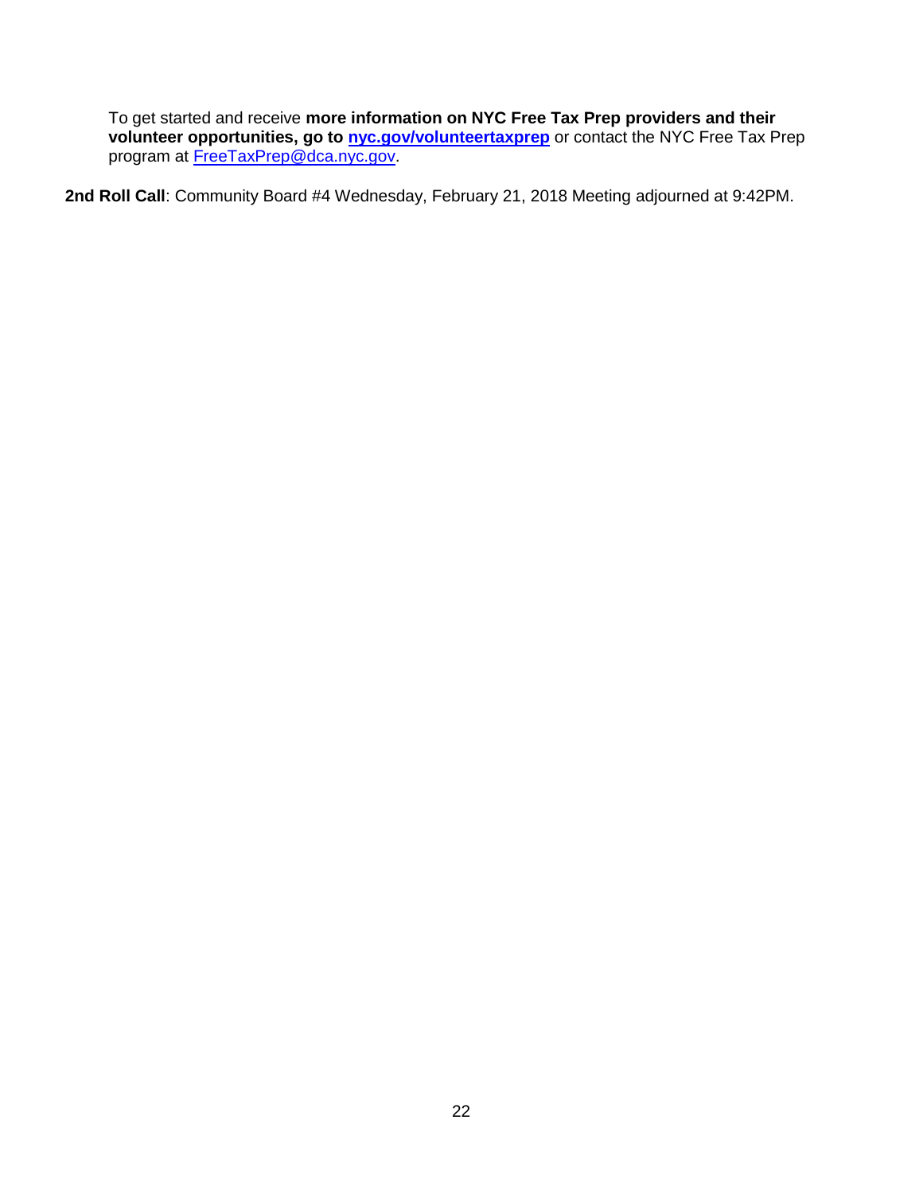To get started and receive **more information on NYC Free Tax Prep providers and their volunteer opportunities, go to [nyc.gov/volunteertaxprep](nyc.gov/volunteertaxprep)** or contact the NYC Free Tax Prep program at [FreeTaxPrep@dca.nyc.gov](mailto:FreeTaxPrep@dca.nyc.gov).

**2nd Roll Call**: Community Board #4 Wednesday, February 21, 2018 Meeting adjourned at 9:42PM.